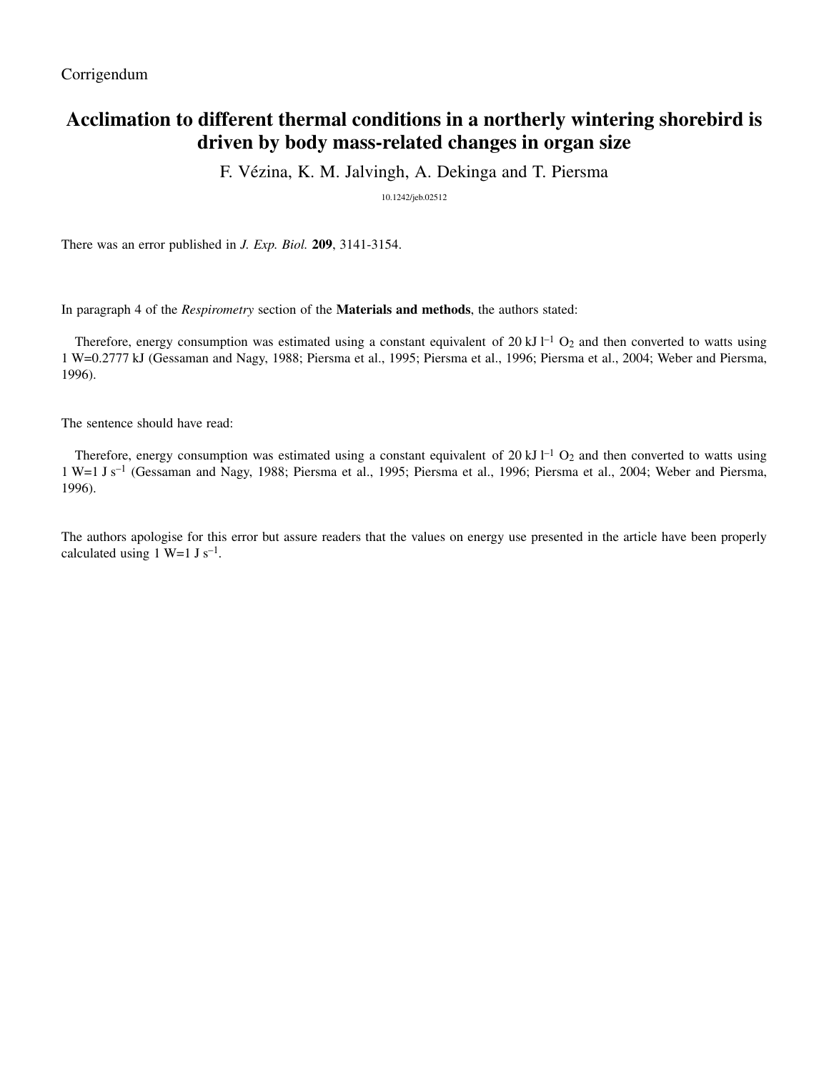Corrigendum

# Acclimation to different thermal conditions in a northerly wintering shorebird is driven by body mass-related changes in organ size

F. Vézina, K. M. Jalvingh, A. Dekinga and T. Piersma

10.1242/jeb.02512

There was an error published in *J. Exp. Biol.* **209**, 3141-3154.

In paragraph 4 of the *Respirometry* section of the **Materials and methods**, the authors stated:

Therefore, energy consumption was estimated using a constant equivalent of 20 kJ $l^{-1}$ $O_2$ and then converted to watts using 1 W=0.2777 kJ (Gessaman and Nagy, 1988; Piersma et al., 1995; Piersma et al., 1996; Piersma et al., 2004; Weber and Piersma, 1996).

The sentence should have read:

Therefore, energy consumption was estimated using a constant equivalent of 20 kJ $l^{-1}$ $O_2$ and then converted to watts using 1 W=1 J $s^{-1}$ (Gessaman and Nagy, 1988; Piersma et al., 1995; Piersma et al., 1996; Piersma et al., 2004; Weber and Piersma, 1996).

The authors apologise for this error but assure readers that the values on energy use presented in the article have been properly calculated using 1 W=1 J $s^{-1}$.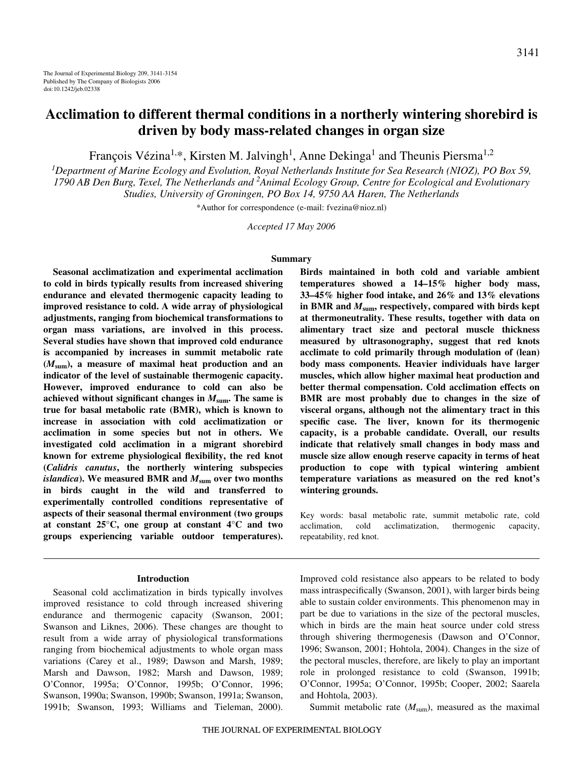# Acclimation to different thermal conditions in a northerly wintering shorebird is driven by body mass-related changes in organ size

François Vézina[1,*], Kirsten M. Jalvingh[1], Anne Dekinga[1] and Theunis Piersma[1,2]

[1]*Department of Marine Ecology and Evolution, Royal Netherlands Institute for Sea Research (NIOZ), PO Box 59, 1790 AB Den Burg, Texel, The Netherlands and* [2]*Animal Ecology Group, Centre for Ecological and Evolutionary Studies, University of Groningen, PO Box 14, 9750 AA Haren, The Netherlands*

*Author for correspondence (e-mail: fvezina@nioz.nl)

*Accepted 17 May 2006*

## Summary

**Seasonal acclimatization and experimental acclimation to cold in birds typically results from increased shivering endurance and elevated thermogenic capacity leading to improved resistance to cold. A wide array of physiological adjustments, ranging from biochemical transformations to organ mass variations, are involved in this process. Several studies have shown that improved cold endurance is accompanied by increases in summit metabolic rate ($M_{sum}$), a measure of maximal heat production and an indicator of the level of sustainable thermogenic capacity. However, improved endurance to cold can also be achieved without significant changes in $M_{sum}$. The same is true for basal metabolic rate (BMR), which is known to increase in association with cold acclimatization or acclimation in some species but not in others. We investigated cold acclimation in a migrant shorebird known for extreme physiological flexibility, the red knot (*Calidris canutus*, the northerly wintering subspecies *islandica*). We measured BMR and $M_{sum}$ over two months in birds caught in the wild and transferred to experimentally controlled conditions representative of aspects of their seasonal thermal environment (two groups at constant 25°C, one group at constant 4°C and two groups experiencing variable outdoor temperatures). Birds maintained in both cold and variable ambient temperatures showed a 14–15% higher body mass, 33–45% higher food intake, and 26% and 13% elevations in BMR and $M_{sum}$, respectively, compared with birds kept at thermoneutrality. These results, together with data on alimentary tract size and pectoral muscle thickness measured by ultrasonography, suggest that red knots acclimate to cold primarily through modulation of (lean) body mass components. Heavier individuals have larger muscles, which allow higher maximal heat production and better thermal compensation. Cold acclimation effects on BMR are most probably due to changes in the size of visceral organs, although not the alimentary tract in this specific case. The liver, known for its thermogenic capacity, is a probable candidate. Overall, our results indicate that relatively small changes in body mass and muscle size allow enough reserve capacity in terms of heat production to cope with typical wintering ambient temperature variations as measured on the red knot's wintering grounds.**

Key words: basal metabolic rate, summit metabolic rate, cold acclimation, cold acclimatization, thermogenic capacity, repeatability, red knot.

## Introduction

Seasonal cold acclimatization in birds typically involves improved resistance to cold through increased shivering endurance and thermogenic capacity (Swanson, 2001; Swanson and Liknes, 2006). These changes are thought to result from a wide array of physiological transformations ranging from biochemical adjustments to whole organ mass variations (Carey et al., 1989; Dawson and Marsh, 1989; Marsh and Dawson, 1982; Marsh and Dawson, 1989; O'Connor, 1995a; O'Connor, 1995b; O'Connor, 1996; Swanson, 1990a; Swanson, 1990b; Swanson, 1991a; Swanson, 1991b; Swanson, 1993; Williams and Tieleman, 2000). Improved cold resistance also appears to be related to body mass intraspecifically (Swanson, 2001), with larger birds being able to sustain colder environments. This phenomenon may in part be due to variations in the size of the pectoral muscles, which in birds are the main heat source under cold stress through shivering thermogenesis (Dawson and O'Connor, 1996; Swanson, 2001; Hohtola, 2004). Changes in the size of the pectoral muscles, therefore, are likely to play an important role in prolonged resistance to cold (Swanson, 1991b; O'Connor, 1995a; O'Connor, 1995b; Cooper, 2002; Saarela and Hohtola, 2003).

Summit metabolic rate ($M_{sum}$), measured as the maximal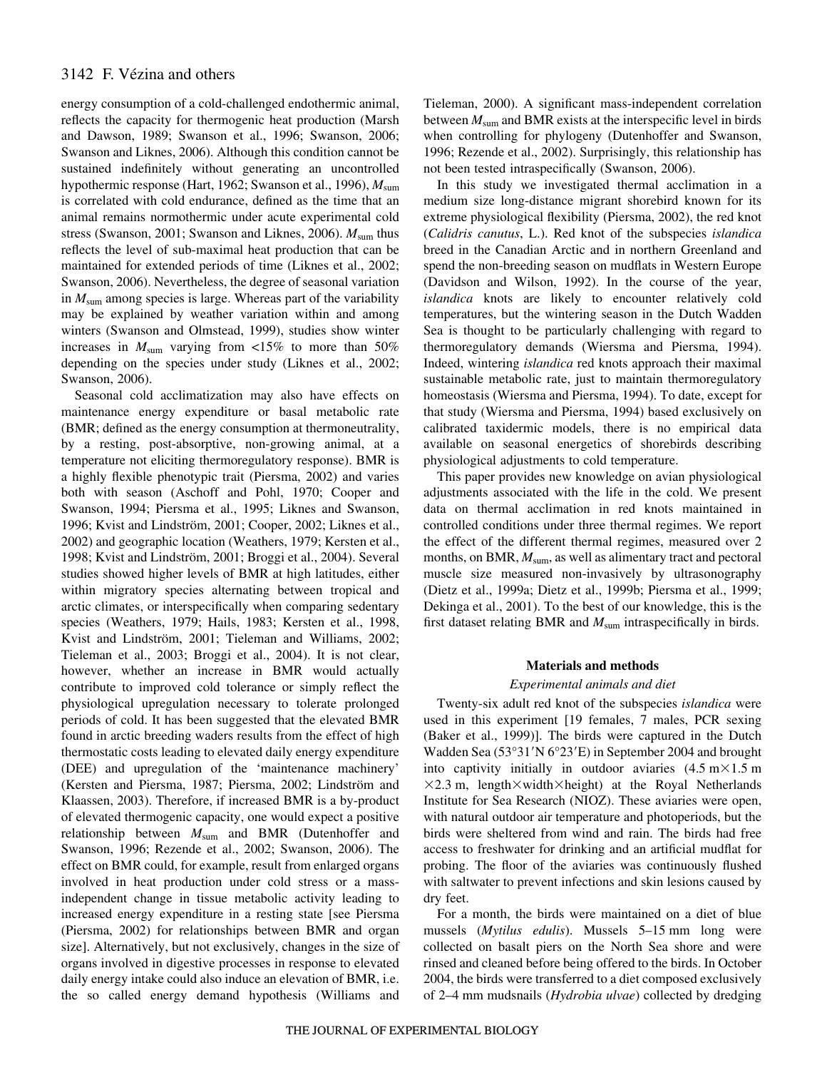energy consumption of a cold-challenged endothermic animal, reflects the capacity for thermogenic heat production (Marsh and Dawson, 1989; Swanson et al., 1996; Swanson, 2006; Swanson and Liknes, 2006). Although this condition cannot be sustained indefinitely without generating an uncontrolled hypothermic response (Hart, 1962; Swanson et al., 1996), $M_{sum}$ is correlated with cold endurance, defined as the time that an animal remains normothermic under acute experimental cold stress (Swanson, 2001; Swanson and Liknes, 2006). $M_{sum}$ thus reflects the level of sub-maximal heat production that can be maintained for extended periods of time (Liknes et al., 2002; Swanson, 2006). Nevertheless, the degree of seasonal variation in $M_{sum}$ among species is large. Whereas part of the variability may be explained by weather variation within and among winters (Swanson and Olmstead, 1999), studies show winter increases in $M_{sum}$ varying from <15% to more than 50% depending on the species under study (Liknes et al., 2002; Swanson, 2006).

Seasonal cold acclimatization may also have effects on maintenance energy expenditure or basal metabolic rate (BMR; defined as the energy consumption at thermoneutrality, by a resting, post-absorptive, non-growing animal, at a temperature not eliciting thermoregulatory response). BMR is a highly flexible phenotypic trait (Piersma, 2002) and varies both with season (Aschoff and Pohl, 1970; Cooper and Swanson, 1994; Piersma et al., 1995; Liknes and Swanson, 1996; Kvist and Lindström, 2001; Cooper, 2002; Liknes et al., 2002) and geographic location (Weathers, 1979; Kersten et al., 1998; Kvist and Lindström, 2001; Broggi et al., 2004). Several studies showed higher levels of BMR at high latitudes, either within migratory species alternating between tropical and arctic climates, or interspecifically when comparing sedentary species (Weathers, 1979; Hails, 1983; Kersten et al., 1998, Kvist and Lindström, 2001; Tieleman and Williams, 2002; Tieleman et al., 2003; Broggi et al., 2004). It is not clear, however, whether an increase in BMR would actually contribute to improved cold tolerance or simply reflect the physiological upregulation necessary to tolerate prolonged periods of cold. It has been suggested that the elevated BMR found in arctic breeding waders results from the effect of high thermostatic costs leading to elevated daily energy expenditure (DEE) and upregulation of the 'maintenance machinery' (Kersten and Piersma, 1987; Piersma, 2002; Lindström and Klaassen, 2003). Therefore, if increased BMR is a by-product of elevated thermogenic capacity, one would expect a positive relationship between $M_{sum}$ and BMR (Dutenhoffer and Swanson, 1996; Rezende et al., 2002; Swanson, 2006). The effect on BMR could, for example, result from enlarged organs involved in heat production under cold stress or a mass-independent change in tissue metabolic activity leading to increased energy expenditure in a resting state [see Piersma (Piersma, 2002) for relationships between BMR and organ size]. Alternatively, but not exclusively, changes in the size of organs involved in digestive processes in response to elevated daily energy intake could also induce an elevation of BMR, i.e. the so called energy demand hypothesis (Williams and Tieleman, 2000). A significant mass-independent correlation between $M_{sum}$ and BMR exists at the interspecific level in birds when controlling for phylogeny (Dutenhoffer and Swanson, 1996; Rezende et al., 2002). Surprisingly, this relationship has not been tested intraspecifically (Swanson, 2006).

In this study we investigated thermal acclimation in a medium size long-distance migrant shorebird known for its extreme physiological flexibility (Piersma, 2002), the red knot (*Calidris canutus*, L.). Red knot of the subspecies *islandica* breed in the Canadian Arctic and in northern Greenland and spend the non-breeding season on mudflats in Western Europe (Davidson and Wilson, 1992). In the course of the year, *islandica* knots are likely to encounter relatively cold temperatures, but the wintering season in the Dutch Wadden Sea is thought to be particularly challenging with regard to thermoregulatory demands (Wiersma and Piersma, 1994). Indeed, wintering *islandica* red knots approach their maximal sustainable metabolic rate, just to maintain thermoregulatory homeostasis (Wiersma and Piersma, 1994). To date, except for that study (Wiersma and Piersma, 1994) based exclusively on calibrated taxidermic models, there is no empirical data available on seasonal energetics of shorebirds describing physiological adjustments to cold temperature.

This paper provides new knowledge on avian physiological adjustments associated with the life in the cold. We present data on thermal acclimation in red knots maintained in controlled conditions under three thermal regimes. We report the effect of the different thermal regimes, measured over 2 months, on BMR, $M_{sum}$, as well as alimentary tract and pectoral muscle size measured non-invasively by ultrasonography (Dietz et al., 1999a; Dietz et al., 1999b; Piersma et al., 1999; Dekinga et al., 2001). To the best of our knowledge, this is the first dataset relating BMR and $M_{sum}$ intraspecifically in birds.

## Materials and methods

### Experimental animals and diet

Twenty-six adult red knot of the subspecies *islandica* were used in this experiment [19 females, 7 males, PCR sexing (Baker et al., 1999)]. The birds were captured in the Dutch Wadden Sea (53°31′N 6°23′E) in September 2004 and brought into captivity initially in outdoor aviaries (4.5 m×1.5 m ×2.3 m, length×width×height) at the Royal Netherlands Institute for Sea Research (NIOZ). These aviaries were open, with natural outdoor air temperature and photoperiods, but the birds were sheltered from wind and rain. The birds had free access to freshwater for drinking and an artificial mudflat for probing. The floor of the aviaries was continuously flushed with saltwater to prevent infections and skin lesions caused by dry feet.

For a month, the birds were maintained on a diet of blue mussels (*Mytilus edulis*). Mussels 5–15 mm long were collected on basalt piers on the North Sea shore and were rinsed and cleaned before being offered to the birds. In October 2004, the birds were transferred to a diet composed exclusively of 2–4 mm mudsnails (*Hydrobia ulvae*) collected by dredging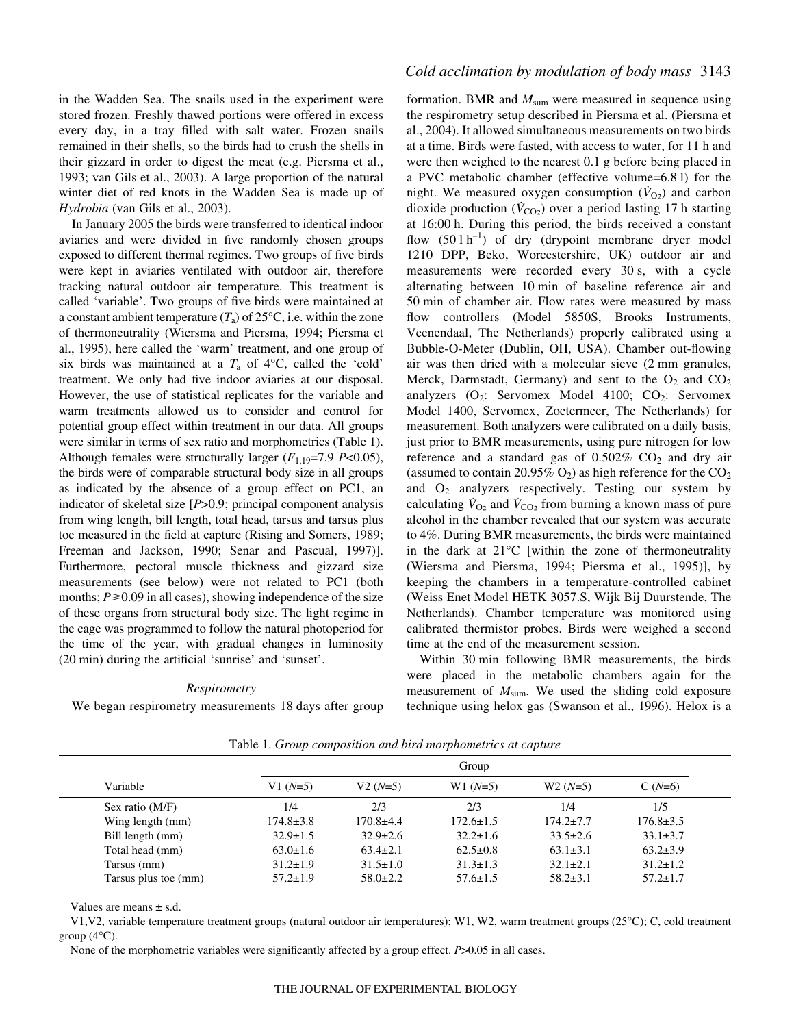in the Wadden Sea. The snails used in the experiment were stored frozen. Freshly thawed portions were offered in excess every day, in a tray filled with salt water. Frozen snails remained in their shells, so the birds had to crush the shells in their gizzard in order to digest the meat (e.g. Piersma et al., 1993; van Gils et al., 2003). A large proportion of the natural winter diet of red knots in the Wadden Sea is made up of *Hydrobia* (van Gils et al., 2003).

In January 2005 the birds were transferred to identical indoor aviaries and were divided in five randomly chosen groups exposed to different thermal regimes. Two groups of five birds were kept in aviaries ventilated with outdoor air, therefore tracking natural outdoor air temperature. This treatment is called 'variable'. Two groups of five birds were maintained at a constant ambient temperature ($T_a$) of 25°C, i.e. within the zone of thermoneutrality (Wiersma and Piersma, 1994; Piersma et al., 1995), here called the 'warm' treatment, and one group of six birds was maintained at a $T_a$ of 4°C, called the 'cold' treatment. We only had five indoor aviaries at our disposal. However, the use of statistical replicates for the variable and warm treatments allowed us to consider and control for potential group effect within treatment in our data. All groups were similar in terms of sex ratio and morphometrics (Table 1). Although females were structurally larger ($F_{1,19}$=7.9 $P$<0.05), the birds were of comparable structural body size in all groups as indicated by the absence of a group effect on PC1, an indicator of skeletal size [$P$>0.9; principal component analysis from wing length, bill length, total head, tarsus and tarsus plus toe measured in the field at capture (Rising and Somers, 1989; Freeman and Jackson, 1990; Senar and Pascual, 1997)]. Furthermore, pectoral muscle thickness and gizzard size measurements (see below) were not related to PC1 (both months; $P\geq$0.09 in all cases), showing independence of the size of these organs from structural body size. The light regime in the cage was programmed to follow the natural photoperiod for the time of the year, with gradual changes in luminosity (20 min) during the artificial 'sunrise' and 'sunset'.

### *Respirometry*

We began respirometry measurements 18 days after group formation. BMR and $M_{sum}$ were measured in sequence using the respirometry setup described in Piersma et al. (Piersma et al., 2004). It allowed simultaneous measurements on two birds at a time. Birds were fasted, with access to water, for 11 h and were then weighed to the nearest 0.1 g before being placed in a PVC metabolic chamber (effective volume=6.8 l) for the night. We measured oxygen consumption ($\dot{V}_{O_2}$) and carbon dioxide production ($\dot{V}_{CO_2}$) over a period lasting 17 h starting at 16:00 h. During this period, the birds received a constant flow (50 l h$^{-1}$) of dry (drypoint membrane dryer model 1210 DPP, Beko, Worcestershire, UK) outdoor air and measurements were recorded every 30 s, with a cycle alternating between 10 min of baseline reference air and 50 min of chamber air. Flow rates were measured by mass flow controllers (Model 5850S, Brooks Instruments, Veenendaal, The Netherlands) properly calibrated using a Bubble-O-Meter (Dublin, OH, USA). Chamber out-flowing air was then dried with a molecular sieve (2 mm granules, Merck, Darmstadt, Germany) and sent to the $O_2$ and $CO_2$ analyzers ($O_2$: Servomex Model 4100; $CO_2$: Servomex Model 1400, Servomex, Zoetermeer, The Netherlands) for measurement. Both analyzers were calibrated on a daily basis, just prior to BMR measurements, using pure nitrogen for low reference and a standard gas of 0.502% $CO_2$ and dry air (assumed to contain 20.95% $O_2$) as high reference for the $CO_2$ and $O_2$ analyzers respectively. Testing our system by calculating $\dot{V}_{O_2}$ and $\dot{V}_{CO_2}$ from burning a known mass of pure alcohol in the chamber revealed that our system was accurate to 4%. During BMR measurements, the birds were maintained in the dark at 21°C [within the zone of thermoneutrality (Wiersma and Piersma, 1994; Piersma et al., 1995)], by keeping the chambers in a temperature-controlled cabinet (Weiss Enet Model HETK 3057.S, Wijk Bij Duurstende, The Netherlands). Chamber temperature was monitored using calibrated thermistor probes. Birds were weighed a second time at the end of the measurement session.

Within 30 min following BMR measurements, the birds were placed in the metabolic chambers again for the measurement of $M_{sum}$. We used the sliding cold exposure technique using helox gas (Swanson et al., 1996). Helox is a

Table 1. *Group composition and bird morphometrics at capture*

| | Group | | | | |
|---|---|---|---|---|---|
| Variable | V1 ($N$=5) | V2 ($N$=5) | W1 ($N$=5) | W2 ($N$=5) | C ($N$=6) |
| Sex ratio (M/F) | 1/4 | 2/3 | 2/3 | 1/4 | 1/5 |
| Wing length (mm) | 174.8±3.8 | 170.8±4.4 | 172.6±1.5 | 174.2±7.7 | 176.8±3.5 |
| Bill length (mm) | 32.9±1.5 | 32.9±2.6 | 32.2±1.6 | 33.5±2.6 | 33.1±3.7 |
| Total head (mm) | 63.0±1.6 | 63.4±2.1 | 62.5±0.8 | 63.1±3.1 | 63.2±3.9 |
| Tarsus (mm) | 31.2±1.9 | 31.5±1.0 | 31.3±1.3 | 32.1±2.1 | 31.2±1.2 |
| Tarsus plus toe (mm) | 57.2±1.9 | 58.0±2.2 | 57.6±1.5 | 58.2±3.1 | 57.2±1.7 |

Values are means ± s.d.

V1,V2, variable temperature treatment groups (natural outdoor air temperatures); W1, W2, warm treatment groups (25°C); C, cold treatment group (4°C).

None of the morphometric variables were significantly affected by a group effect. $P$>0.05 in all cases.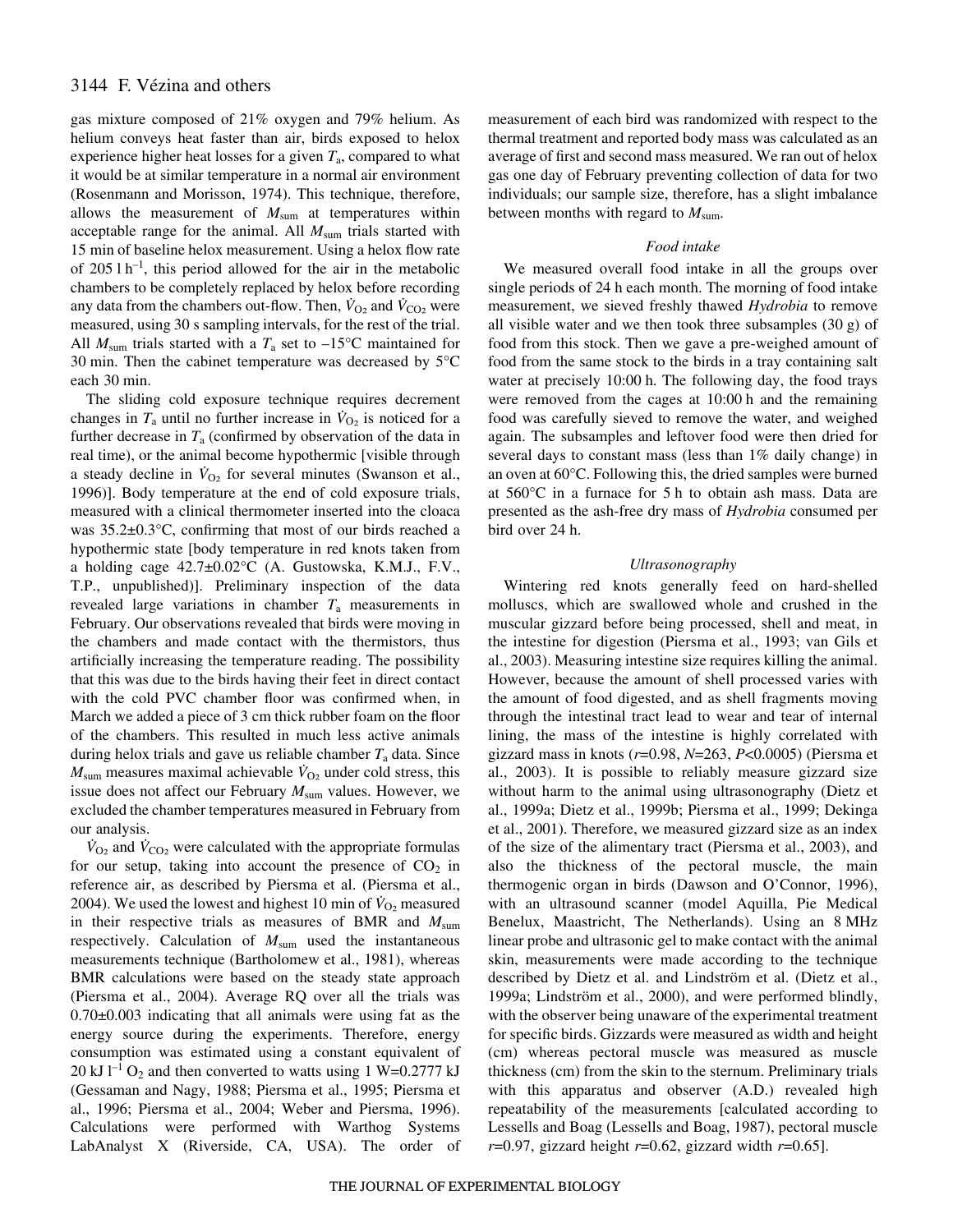gas mixture composed of 21% oxygen and 79% helium. As helium conveys heat faster than air, birds exposed to helox experience higher heat losses for a given $T_a$, compared to what it would be at similar temperature in a normal air environment (Rosenmann and Morisson, 1974). This technique, therefore, allows the measurement of $M_{sum}$ at temperatures within acceptable range for the animal. All $M_{sum}$ trials started with 15 min of baseline helox measurement. Using a helox flow rate of 205 l $h^{-1}$, this period allowed for the air in the metabolic chambers to be completely replaced by helox before recording any data from the chambers out-flow. Then, $\dot{V}_{O_2}$ and $\dot{V}_{CO_2}$ were measured, using 30 s sampling intervals, for the rest of the trial. All $M_{sum}$ trials started with a $T_a$ set to –15°C maintained for 30 min. Then the cabinet temperature was decreased by 5°C each 30 min.

The sliding cold exposure technique requires decrement changes in $T_a$ until no further increase in $\dot{V}_{O_2}$ is noticed for a further decrease in $T_a$ (confirmed by observation of the data in real time), or the animal become hypothermic [visible through a steady decline in $\dot{V}_{O_2}$ for several minutes (Swanson et al., 1996)]. Body temperature at the end of cold exposure trials, measured with a clinical thermometer inserted into the cloaca was 35.2±0.3°C, confirming that most of our birds reached a hypothermic state [body temperature in red knots taken from a holding cage 42.7±0.02°C (A. Gustowska, K.M.J., F.V., T.P., unpublished)]. Preliminary inspection of the data revealed large variations in chamber $T_a$ measurements in February. Our observations revealed that birds were moving in the chambers and made contact with the thermistors, thus artificially increasing the temperature reading. The possibility that this was due to the birds having their feet in direct contact with the cold PVC chamber floor was confirmed when, in March we added a piece of 3 cm thick rubber foam on the floor of the chambers. This resulted in much less active animals during helox trials and gave us reliable chamber $T_a$ data. Since $M_{sum}$ measures maximal achievable $\dot{V}_{O_2}$ under cold stress, this issue does not affect our February $M_{sum}$ values. However, we excluded the chamber temperatures measured in February from our analysis.

$\dot{V}_{O_2}$ and $\dot{V}_{CO_2}$ were calculated with the appropriate formulas for our setup, taking into account the presence of $CO_2$ in reference air, as described by Piersma et al. (Piersma et al., 2004). We used the lowest and highest 10 min of $\dot{V}_{O_2}$ measured in their respective trials as measures of BMR and $M_{sum}$ respectively. Calculation of $M_{sum}$ used the instantaneous measurements technique (Bartholomew et al., 1981), whereas BMR calculations were based on the steady state approach (Piersma et al., 2004). Average RQ over all the trials was 0.70±0.003 indicating that all animals were using fat as the energy source during the experiments. Therefore, energy consumption was estimated using a constant equivalent of 20 kJ $l^{-1}$ $O_2$ and then converted to watts using 1 W=0.2777 kJ (Gessaman and Nagy, 1988; Piersma et al., 1995; Piersma et al., 1996; Piersma et al., 2004; Weber and Piersma, 1996). Calculations were performed with Warthog Systems LabAnalyst X (Riverside, CA, USA). The order of measurement of each bird was randomized with respect to the thermal treatment and reported body mass was calculated as an average of first and second mass measured. We ran out of helox gas one day of February preventing collection of data for two individuals; our sample size, therefore, has a slight imbalance between months with regard to $M_{sum}$.

### *Food intake*

We measured overall food intake in all the groups over single periods of 24 h each month. The morning of food intake measurement, we sieved freshly thawed *Hydrobia* to remove all visible water and we then took three subsamples (30 g) of food from this stock. Then we gave a pre-weighed amount of food from the same stock to the birds in a tray containing salt water at precisely 10:00 h. The following day, the food trays were removed from the cages at 10:00 h and the remaining food was carefully sieved to remove the water, and weighed again. The subsamples and leftover food were then dried for several days to constant mass (less than 1% daily change) in an oven at 60°C. Following this, the dried samples were burned at 560°C in a furnace for 5 h to obtain ash mass. Data are presented as the ash-free dry mass of *Hydrobia* consumed per bird over 24 h.

### *Ultrasonography*

Wintering red knots generally feed on hard-shelled molluscs, which are swallowed whole and crushed in the muscular gizzard before being processed, shell and meat, in the intestine for digestion (Piersma et al., 1993; van Gils et al., 2003). Measuring intestine size requires killing the animal. However, because the amount of shell processed varies with the amount of food digested, and as shell fragments moving through the intestinal tract lead to wear and tear of internal lining, the mass of the intestine is highly correlated with gizzard mass in knots ($r$=0.98, $N$=263, $P$<0.0005) (Piersma et al., 2003). It is possible to reliably measure gizzard size without harm to the animal using ultrasonography (Dietz et al., 1999a; Dietz et al., 1999b; Piersma et al., 1999; Dekinga et al., 2001). Therefore, we measured gizzard size as an index of the size of the alimentary tract (Piersma et al., 2003), and also the thickness of the pectoral muscle, the main thermogenic organ in birds (Dawson and O'Connor, 1996), with an ultrasound scanner (model Aquilla, Pie Medical Benelux, Maastricht, The Netherlands). Using an 8 MHz linear probe and ultrasonic gel to make contact with the animal skin, measurements were made according to the technique described by Dietz et al. and Lindström et al. (Dietz et al., 1999a; Lindström et al., 2000), and were performed blindly, with the observer being unaware of the experimental treatment for specific birds. Gizzards were measured as width and height (cm) whereas pectoral muscle was measured as muscle thickness (cm) from the skin to the sternum. Preliminary trials with this apparatus and observer (A.D.) revealed high repeatability of the measurements [calculated according to Lessells and Boag (Lessells and Boag, 1987), pectoral muscle $r$=0.97, gizzard height $r$=0.62, gizzard width $r$=0.65].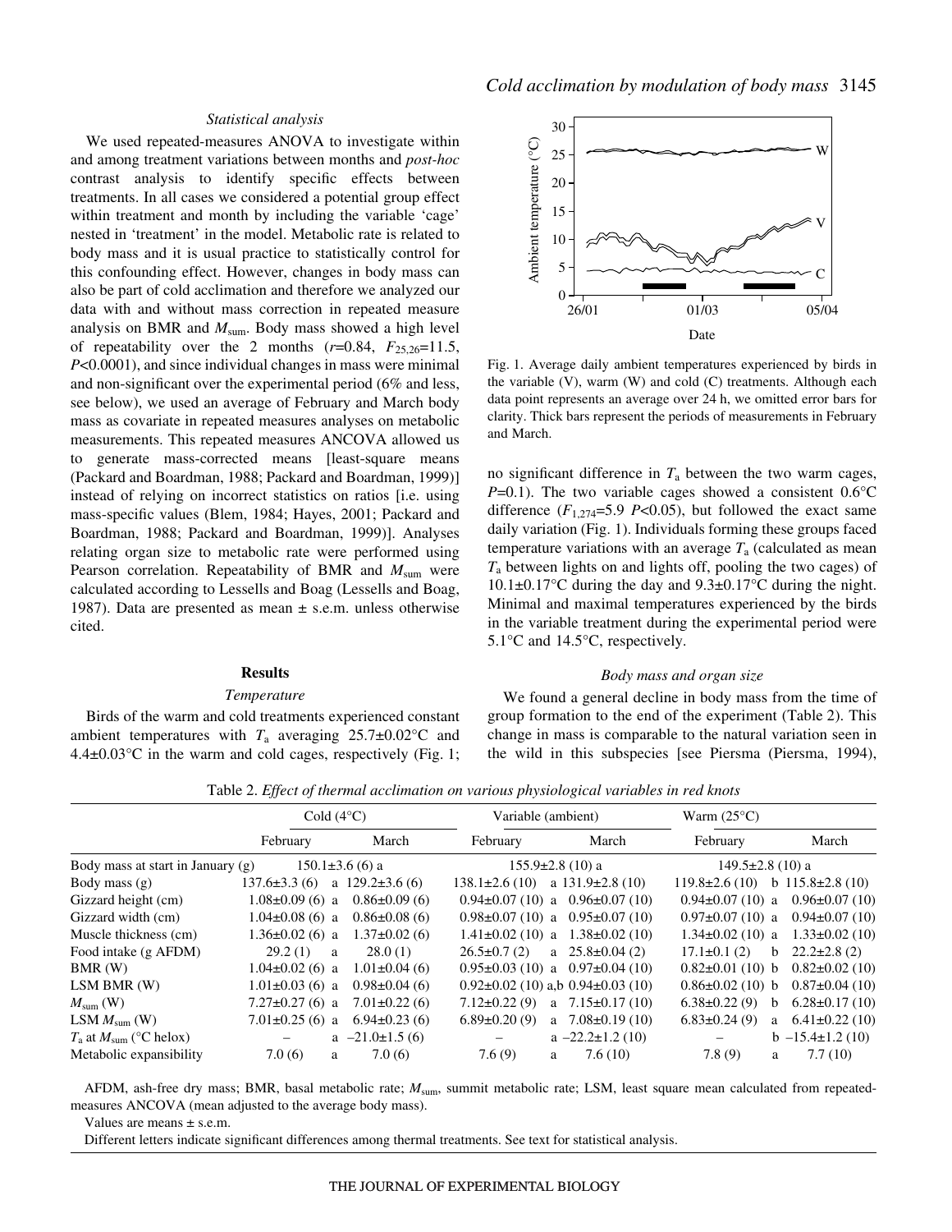### Statistical analysis

We used repeated-measures ANOVA to investigate within and among treatment variations between months and *post-hoc* contrast analysis to identify specific effects between treatments. In all cases we considered a potential group effect within treatment and month by including the variable 'cage' nested in 'treatment' in the model. Metabolic rate is related to body mass and it is usual practice to statistically control for this confounding effect. However, changes in body mass can also be part of cold acclimation and therefore we analyzed our data with and without mass correction in repeated measure analysis on BMR and $M_{sum}$. Body mass showed a high level of repeatability over the 2 months ($r$=0.84, $F_{25,26}$=11.5, $P$<0.0001), and since individual changes in mass were minimal and non-significant over the experimental period (6% and less, see below), we used an average of February and March body mass as covariate in repeated measures analyses on metabolic measurements. This repeated measures ANCOVA allowed us to generate mass-corrected means [least-square means (Packard and Boardman, 1988; Packard and Boardman, 1999)] instead of relying on incorrect statistics on ratios [i.e. using mass-specific values (Blem, 1984; Hayes, 2001; Packard and Boardman, 1988; Packard and Boardman, 1999)]. Analyses relating organ size to metabolic rate were performed using Pearson correlation. Repeatability of BMR and $M_{sum}$ were calculated according to Lessells and Boag (Lessells and Boag, 1987). Data are presented as mean ± s.e.m. unless otherwise cited.

## Results

### Temperature

Birds of the warm and cold treatments experienced constant ambient temperatures with $T_a$ averaging 25.7±0.02°C and 4.4±0.03°C in the warm and cold cages, respectively (Fig. 1; no significant difference in $T_a$ between the two warm cages, $P$=0.1). The two variable cages showed a consistent 0.6°C difference ($F_{1,274}$=5.9 $P$<0.05), but followed the exact same daily variation (Fig. 1). Individuals forming these groups faced temperature variations with an average $T_a$ (calculated as mean $T_a$ between lights on and lights off, pooling the two cages) of 10.1±0.17°C during the day and 9.3±0.17°C during the night. Minimal and maximal temperatures experienced by the birds in the variable treatment during the experimental period were 5.1°C and 14.5°C, respectively.

Fig. 1. Average daily ambient temperatures experienced by birds in the variable (V), warm (W) and cold (C) treatments. Although each data point represents an average over 24 h, we omitted error bars for clarity. Thick bars represent the periods of measurements in February and March.

### Body mass and organ size

We found a general decline in body mass from the time of group formation to the end of the experiment (Table 2). This change in mass is comparable to the natural variation seen in the wild in this subspecies [see Piersma (Piersma, 1994),

Table 2. *Effect of thermal acclimation on various physiological variables in red knots*

| | Cold (4°C) | | | Variable (ambient) | | | Warm (25°C) | | |
|---|---|---|---|---|---|---|---|---|---|
| | February | | March | February | | March | February | | March |
| Body mass at start in January (g) | 150.1±3.6 (6) a | | | 155.9±2.8 (10) a | | | 149.5±2.8 (10) a | | |
| Body mass (g) | 137.6±3.3 (6) | a | 129.2±3.6 (6) | 138.1±2.6 (10) | a | 131.9±2.8 (10) | 119.8±2.6 (10) | b | 115.8±2.8 (10) |
| Gizzard height (cm) | 1.08±0.09 (6) | a | 0.86±0.09 (6) | 0.94±0.07 (10) | a | 0.96±0.07 (10) | 0.94±0.07 (10) | a | 0.96±0.07 (10) |
| Gizzard width (cm) | 1.04±0.08 (6) | a | 0.86±0.08 (6) | 0.98±0.07 (10) | a | 0.95±0.07 (10) | 0.97±0.07 (10) | a | 0.94±0.07 (10) |
| Muscle thickness (cm) | 1.36±0.02 (6) | a | 1.37±0.02 (6) | 1.41±0.02 (10) | a | 1.38±0.02 (10) | 1.34±0.02 (10) | a | 1.33±0.02 (10) |
| Food intake (g AFDM) | 29.2 (1) | a | 28.0 (1) | 26.5±0.7 (2) | a | 25.8±0.04 (2) | 17.1±0.1 (2) | b | 22.2±2.8 (2) |
| BMR (W) | 1.04±0.02 (6) | a | 1.01±0.04 (6) | 0.95±0.03 (10) | a | 0.97±0.04 (10) | 0.82±0.01 (10) | b | 0.82±0.02 (10) |
| LSM BMR (W) | 1.01±0.03 (6) | a | 0.98±0.04 (6) | 0.92±0.02 (10) | a,b | 0.94±0.03 (10) | 0.86±0.02 (10) | b | 0.87±0.04 (10) |
| $M_{sum}$ (W) | 7.27±0.27 (6) | a | 7.01±0.22 (6) | 7.12±0.22 (9) | a | 7.15±0.17 (10) | 6.38±0.22 (9) | b | 6.28±0.17 (10) |
| LSM $M_{sum}$ (W) | 7.01±0.25 (6) | a | 6.94±0.23 (6) | 6.89±0.20 (9) | a | 7.08±0.19 (10) | 6.83±0.24 (9) | a | 6.41±0.22 (10) |
| $T_a$ at $M_{sum}$ (°C helox) | – | a | –21.0±1.5 (6) | – | a | –22.2±1.2 (10) | – | b | –15.4±1.2 (10) |
| Metabolic expansibility | 7.0 (6) | a | 7.0 (6) | 7.6 (9) | a | 7.6 (10) | 7.8 (9) | a | 7.7 (10) |

AFDM, ash-free dry mass; BMR, basal metabolic rate; $M_{sum}$, summit metabolic rate; LSM, least square mean calculated from repeated-measures ANCOVA (mean adjusted to the average body mass).

Values are means ± s.e.m.

Different letters indicate significant differences among thermal treatments. See text for statistical analysis.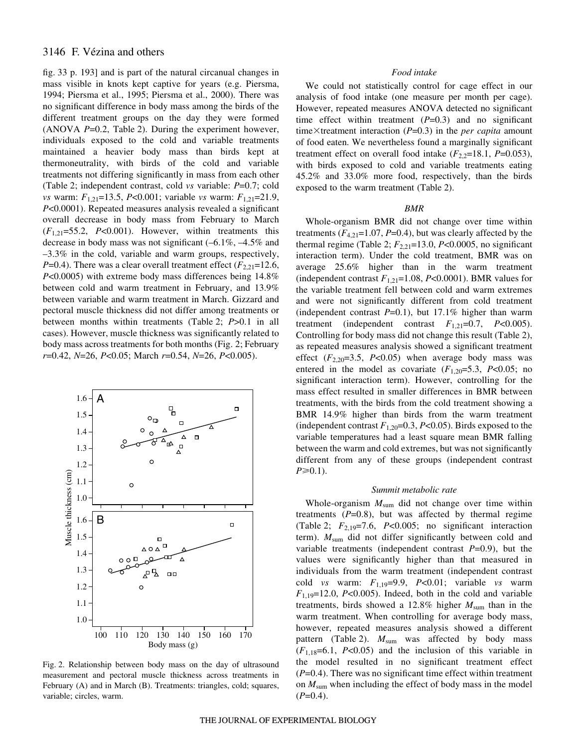fig. 33 p. 193] and is part of the natural circannual changes in mass visible in knots kept captive for years (e.g. Piersma, 1994; Piersma et al., 1995; Piersma et al., 2000). There was no significant difference in body mass among the birds of the different treatment groups on the day they were formed (ANOVA $P$=0.2, Table 2). During the experiment however, individuals exposed to the cold and variable treatments maintained a heavier body mass than birds kept at thermoneutrality, with birds of the cold and variable treatments not differing significantly in mass from each other (Table 2; independent contrast, cold *vs* variable: $P$=0.7; cold *vs* warm: $F_{1,21}$=13.5, $P$<0.001; variable *vs* warm: $F_{1,21}$=21.9, $P$<0.0001). Repeated measures analysis revealed a significant overall decrease in body mass from February to March ($F_{1,21}$=55.2, $P$<0.001). However, within treatments this decrease in body mass was not significant (–6.1%, –4.5% and –3.3% in the cold, variable and warm groups, respectively, $P$=0.4). There was a clear overall treatment effect ($F_{2,21}$=12.6, $P$<0.0005) with extreme body mass differences being 14.8% between cold and warm treatment in February, and 13.9% between variable and warm treatment in March. Gizzard and pectoral muscle thickness did not differ among treatments or between months within treatments (Table 2; $P$>0.1 in all cases). However, muscle thickness was significantly related to body mass across treatments for both months (Fig. 2; February $r$=0.42, $N$=26, $P$<0.05; March $r$=0.54, $N$=26, $P$<0.005).

A
B
Muscle thickness (cm)
1.6
1.5
1.4
1.3
1.2
1.1
1.0
100 110 120 130 140 150 160 170
Body mass (g)

Fig. 2. Relationship between body mass on the day of ultrasound measurement and pectoral muscle thickness across treatments in February (A) and in March (B). Treatments: triangles, cold; squares, variable; circles, warm.

### Food intake

We could not statistically control for cage effect in our analysis of food intake (one measure per month per cage). However, repeated measures ANOVA detected no significant time effect within treatment ($P$=0.3) and no significant time×treatment interaction ($P$=0.3) in the *per capita* amount of food eaten. We nevertheless found a marginally significant treatment effect on overall food intake ($F_{2,2}$=18.1, $P$=0.053), with birds exposed to cold and variable treatments eating 45.2% and 33.0% more food, respectively, than the birds exposed to the warm treatment (Table 2).

### BMR

Whole-organism BMR did not change over time within treatments ($F_{4,21}$=1.07, $P$=0.4), but was clearly affected by the thermal regime (Table 2; $F_{2,21}$=13.0, $P$<0.0005, no significant interaction term). Under the cold treatment, BMR was on average 25.6% higher than in the warm treatment (independent contrast $F_{1,21}$=1.08, $P$<0.0001). BMR values for the variable treatment fell between cold and warm extremes and were not significantly different from cold treatment (independent contrast $P$=0.1), but 17.1% higher than warm treatment (independent contrast $F_{1,21}$=0.7, $P$<0.005). Controlling for body mass did not change this result (Table 2), as repeated measures analysis showed a significant treatment effect ($F_{2,20}$=3.5, $P$<0.05) when average body mass was entered in the model as covariate ($F_{1,20}$=5.3, $P$<0.05; no significant interaction term). However, controlling for the mass effect resulted in smaller differences in BMR between treatments, with the birds from the cold treatment showing a BMR 14.9% higher than birds from the warm treatment (independent contrast $F_{1,20}$=0.3, $P$<0.05). Birds exposed to the variable temperatures had a least square mean BMR falling between the warm and cold extremes, but was not significantly different from any of these groups (independent contrast $P \geqslant 0.1$).

### Summit metabolic rate

Whole-organism $M_{sum}$ did not change over time within treatments ($P$=0.8), but was affected by thermal regime (Table 2; $F_{2,19}$=7.6, $P$<0.005; no significant interaction term). $M_{sum}$ did not differ significantly between cold and variable treatments (independent contrast $P$=0.9), but the values were significantly higher than that measured in individuals from the warm treatment (independent contrast cold *vs* warm: $F_{1,19}$=9.9, $P$<0.01; variable *vs* warm $F_{1,19}$=12.0, $P$<0.005). Indeed, both in the cold and variable treatments, birds showed a 12.8% higher $M_{sum}$ than in the warm treatment. When controlling for average body mass, however, repeated measures analysis showed a different pattern (Table 2). $M_{sum}$ was affected by body mass ($F_{1,18}$=6.1, $P$<0.05) and the inclusion of this variable in the model resulted in no significant treatment effect ($P$=0.4). There was no significant time effect within treatment on $M_{sum}$ when including the effect of body mass in the model ($P$=0.4).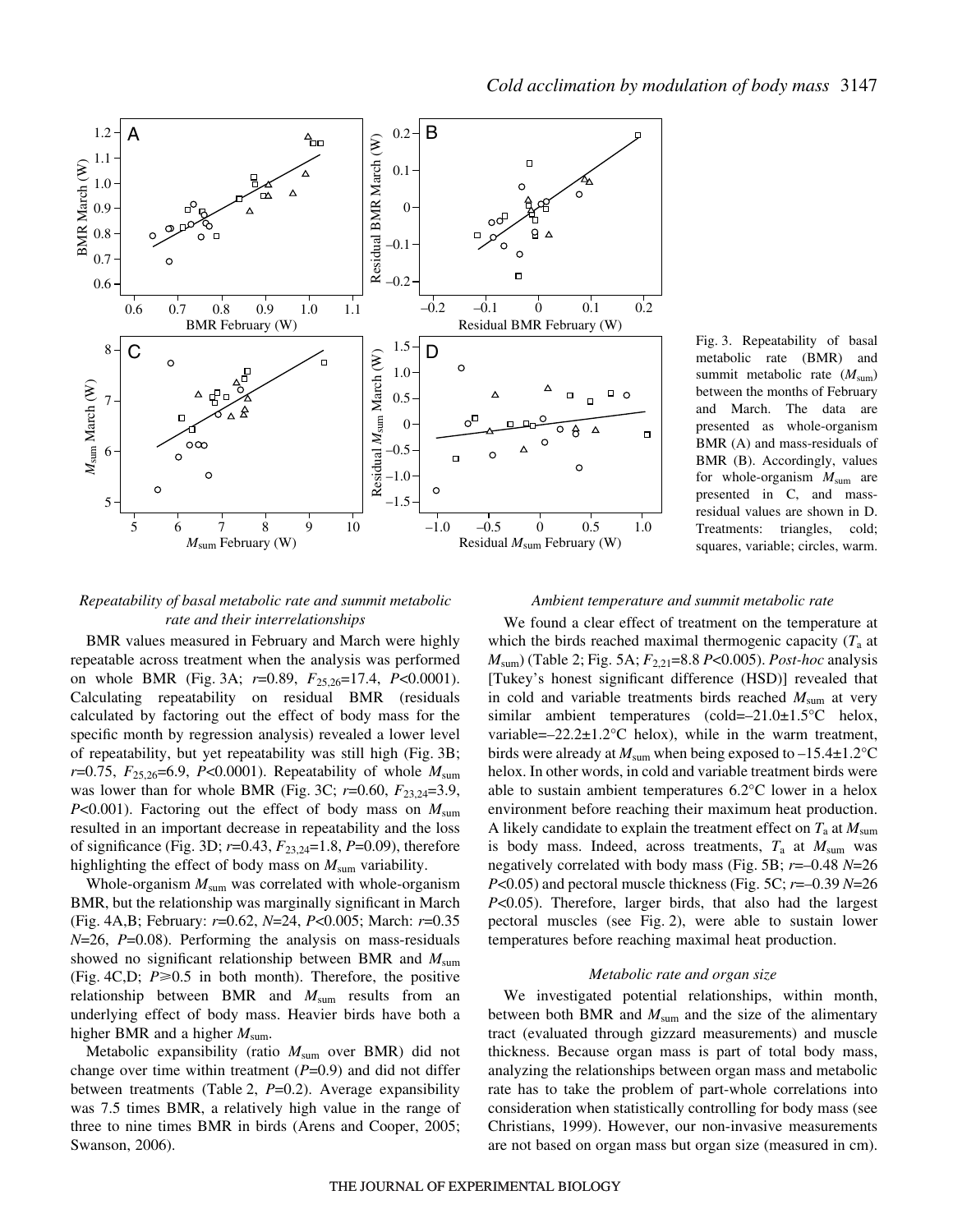A

BMR March (W)

BMR February (W)

B

Residual BMR March (W)

Residual BMR February (W)

C

$M_{sum}$ March (W)

$M_{sum}$ February (W)

D

Residual $M_{sum}$ March (W)

Residual $M_{sum}$ February (W)

Fig. 3. Repeatability of basal metabolic rate (BMR) and summit metabolic rate ($M_{sum}$) between the months of February and March. The data are presented as whole-organism BMR (A) and mass-residuals of BMR (B). Accordingly, values for whole-organism $M_{sum}$ are presented in C, and mass-residual values are shown in D. Treatments: triangles, cold; squares, variable; circles, warm.

### *Repeatability of basal metabolic rate and summit metabolic rate and their interrelationships*

BMR values measured in February and March were highly repeatable across treatment when the analysis was performed on whole BMR (Fig. 3A; $r$=0.89, $F_{25,26}$=17.4, $P$<0.0001). Calculating repeatability on residual BMR (residuals calculated by factoring out the effect of body mass for the specific month by regression analysis) revealed a lower level of repeatability, but yet repeatability was still high (Fig. 3B; $r$=0.75, $F_{25,26}$=6.9, $P$<0.0001). Repeatability of whole $M_{sum}$ was lower than for whole BMR (Fig. 3C; $r$=0.60, $F_{23,24}$=3.9, $P$<0.001). Factoring out the effect of body mass on $M_{sum}$ resulted in an important decrease in repeatability and the loss of significance (Fig. 3D; $r$=0.43, $F_{23,24}$=1.8, $P$=0.09), therefore highlighting the effect of body mass on $M_{sum}$ variability.

Whole-organism $M_{sum}$ was correlated with whole-organism BMR, but the relationship was marginally significant in March (Fig. 4A,B; February: $r$=0.62, $N$=24, $P$<0.005; March: $r$=0.35 $N$=26, $P$=0.08). Performing the analysis on mass-residuals showed no significant relationship between BMR and $M_{sum}$ (Fig. 4C,D; $P\geqslant$0.5 in both month). Therefore, the positive relationship between BMR and $M_{sum}$ results from an underlying effect of body mass. Heavier birds have both a higher BMR and a higher $M_{sum}$.

Metabolic expansibility (ratio $M_{sum}$ over BMR) did not change over time within treatment ($P$=0.9) and did not differ between treatments (Table 2, $P$=0.2). Average expansibility was 7.5 times BMR, a relatively high value in the range of three to nine times BMR in birds (Arens and Cooper, 2005; Swanson, 2006).

### *Ambient temperature and summit metabolic rate*

We found a clear effect of treatment on the temperature at which the birds reached maximal thermogenic capacity ($T_a$ at $M_{sum}$) (Table 2; Fig. 5A; $F_{2,21}$=8.8 $P$<0.005). *Post-hoc* analysis [Tukey's honest significant difference (HSD)] revealed that in cold and variable treatments birds reached $M_{sum}$ at very similar ambient temperatures (cold=–21.0±1.5°C helox, variable=–22.2±1.2°C helox), while in the warm treatment, birds were already at $M_{sum}$ when being exposed to –15.4±1.2°C helox. In other words, in cold and variable treatment birds were able to sustain ambient temperatures 6.2°C lower in a helox environment before reaching their maximum heat production. A likely candidate to explain the treatment effect on $T_a$ at $M_{sum}$ is body mass. Indeed, across treatments, $T_a$ at $M_{sum}$ was negatively correlated with body mass (Fig. 5B; $r$=–0.48 $N$=26 $P$<0.05) and pectoral muscle thickness (Fig. 5C; $r$=–0.39 $N$=26 $P$<0.05). Therefore, larger birds, that also had the largest pectoral muscles (see Fig. 2), were able to sustain lower temperatures before reaching maximal heat production.

### *Metabolic rate and organ size*

We investigated potential relationships, within month, between both BMR and $M_{sum}$ and the size of the alimentary tract (evaluated through gizzard measurements) and muscle thickness. Because organ mass is part of total body mass, analyzing the relationships between organ mass and metabolic rate has to take the problem of part-whole correlations into consideration when statistically controlling for body mass (see Christians, 1999). However, our non-invasive measurements are not based on organ mass but organ size (measured in cm).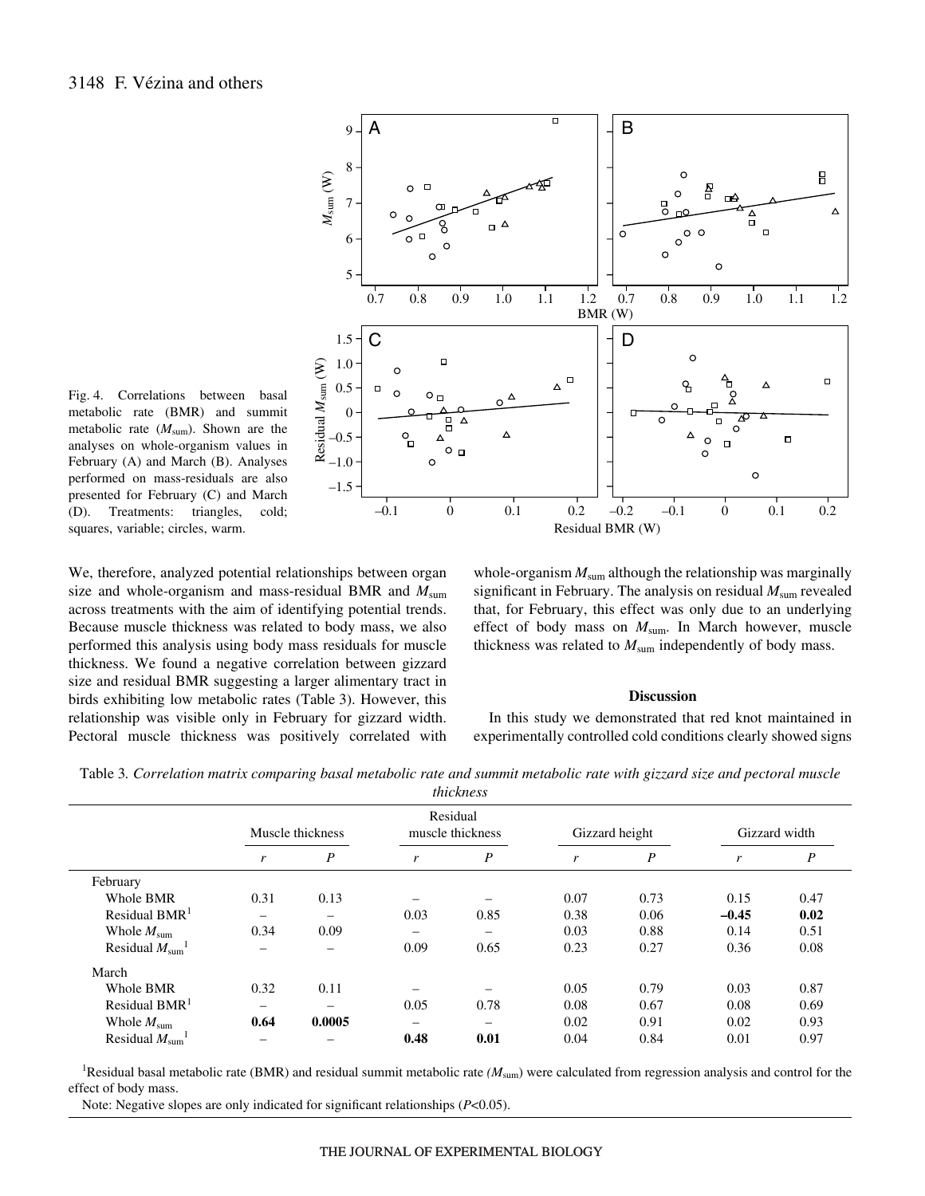A

B

C

D

$M_{sum}$ (W)

BMR (W)

Residual $M_{sum}$ (W)

Residual BMR (W)

9
8
7
6
5

0.7 0.8 0.9 1.0 1.1 1.2 0.7 0.8 0.9 1.0 1.1 1.2

1.5
1.0
0.5
0
−0.5
−1.0
−1.5

−0.1 0 0.1 0.2 −0.2 −0.1 0 0.1 0.2

Fig. 4. Correlations between basal metabolic rate (BMR) and summit metabolic rate ($M_{sum}$). Shown are the analyses on whole-organism values in February (A) and March (B). Analyses performed on mass-residuals are also presented for February (C) and March (D). Treatments: triangles, cold; squares, variable; circles, warm.

We, therefore, analyzed potential relationships between organ size and whole-organism and mass-residual BMR and $M_{sum}$ across treatments with the aim of identifying potential trends. Because muscle thickness was related to body mass, we also performed this analysis using body mass residuals for muscle thickness. We found a negative correlation between gizzard size and residual BMR suggesting a larger alimentary tract in birds exhibiting low metabolic rates (Table 3). However, this relationship was visible only in February for gizzard width. Pectoral muscle thickness was positively correlated with whole-organism $M_{sum}$ although the relationship was marginally significant in February. The analysis on residual $M_{sum}$ revealed that, for February, this effect was only due to an underlying effect of body mass on $M_{sum}$. In March however, muscle thickness was related to $M_{sum}$ independently of body mass.

## Discussion

In this study we demonstrated that red knot maintained in experimentally controlled cold conditions clearly showed signs

Table 3. *Correlation matrix comparing basal metabolic rate and summit metabolic rate with gizzard size and pectoral muscle thickness*

| | Muscle thickness | | Residual muscle thickness | | Gizzard height | | Gizzard width | |
|---|---|---|---|---|---|---|---|---|
| | $r$ | $P$ | $r$ | $P$ | $r$ | $P$ | $r$ | $P$ |
| February | | | | | | | | |
| Whole BMR | 0.31 | 0.13 | – | – | 0.07 | 0.73 | 0.15 | 0.47 |
| Residual BMR[1] | – | – | 0.03 | 0.85 | 0.38 | 0.06 | **–0.45** | **0.02** |
| Whole $M_{sum}$ | 0.34 | 0.09 | – | – | 0.03 | 0.88 | 0.14 | 0.51 |
| Residual $M_{sum}$[1] | – | – | 0.09 | 0.65 | 0.23 | 0.27 | 0.36 | 0.08 |
| March | | | | | | | | |
| Whole BMR | 0.32 | 0.11 | – | – | 0.05 | 0.79 | 0.03 | 0.87 |
| Residual BMR[1] | – | – | 0.05 | 0.78 | 0.08 | 0.67 | 0.08 | 0.69 |
| Whole $M_{sum}$ | **0.64** | **0.0005** | – | – | 0.02 | 0.91 | 0.02 | 0.93 |
| Residual $M_{sum}$[1] | – | – | **0.48** | **0.01** | 0.04 | 0.84 | 0.01 | 0.97 |

[1]Residual basal metabolic rate (BMR) and residual summit metabolic rate ($M_{sum}$) were calculated from regression analysis and control for the effect of body mass.

Note: Negative slopes are only indicated for significant relationships ($P$<0.05).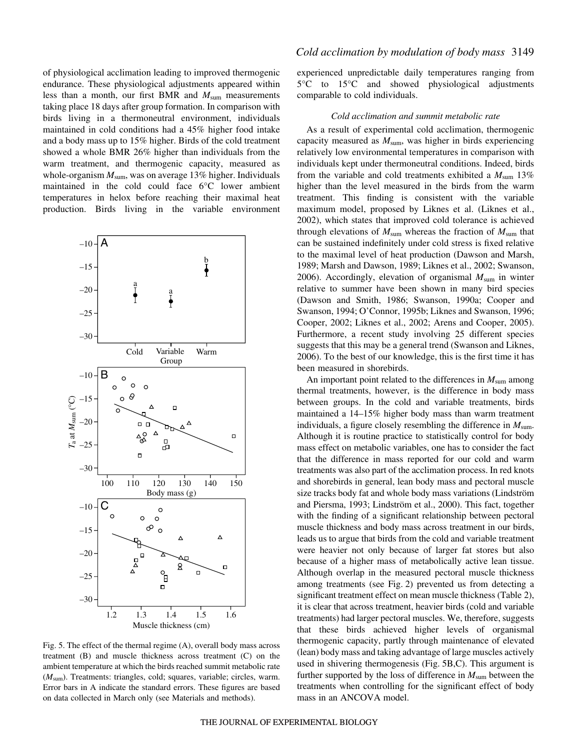of physiological acclimation leading to improved thermogenic endurance. These physiological adjustments appeared within less than a month, our first BMR and $M_{sum}$ measurements taking place 18 days after group formation. In comparison with birds living in a thermoneutral environment, individuals maintained in cold conditions had a 45% higher food intake and a body mass up to 15% higher. Birds of the cold treatment showed a whole BMR 26% higher than individuals from the warm treatment, and thermogenic capacity, measured as whole-organism $M_{sum}$, was on average 13% higher. Individuals maintained in the cold could face 6°C lower ambient temperatures in helox before reaching their maximal heat production. Birds living in the variable environment experienced unpredictable daily temperatures ranging from 5°C to 15°C and showed physiological adjustments comparable to cold individuals.

A

–10
–15
–20
–25
–30

a
a
b

Cold
Variable
Warm
Group

B

$T_a$ at $M_{sum}$ (°C)

–10
–15
–20
–25
–30

100 110 120 130 140 150
Body mass (g)

C

–10
–15
–20
–25
–30

1.2 1.3 1.4 1.5 1.6
Muscle thickness (cm)

Fig. 5. The effect of the thermal regime (A), overall body mass across treatment (B) and muscle thickness across treatment (C) on the ambient temperature at which the birds reached summit metabolic rate ($M_{sum}$). Treatments: triangles, cold; squares, variable; circles, warm. Error bars in A indicate the standard errors. These figures are based on data collected in March only (see Materials and methods).

### *Cold acclimation and summit metabolic rate*

As a result of experimental cold acclimation, thermogenic capacity measured as $M_{sum}$, was higher in birds experiencing relatively low environmental temperatures in comparison with individuals kept under thermoneutral conditions. Indeed, birds from the variable and cold treatments exhibited a $M_{sum}$ 13% higher than the level measured in the birds from the warm treatment. This finding is consistent with the variable maximum model, proposed by Liknes et al. (Liknes et al., 2002), which states that improved cold tolerance is achieved through elevations of $M_{sum}$ whereas the fraction of $M_{sum}$ that can be sustained indefinitely under cold stress is fixed relative to the maximal level of heat production (Dawson and Marsh, 1989; Marsh and Dawson, 1989; Liknes et al., 2002; Swanson, 2006). Accordingly, elevation of organismal $M_{sum}$ in winter relative to summer have been shown in many bird species (Dawson and Smith, 1986; Swanson, 1990a; Cooper and Swanson, 1994; O'Connor, 1995b; Liknes and Swanson, 1996; Cooper, 2002; Liknes et al., 2002; Arens and Cooper, 2005). Furthermore, a recent study involving 25 different species suggests that this may be a general trend (Swanson and Liknes, 2006). To the best of our knowledge, this is the first time it has been measured in shorebirds.

An important point related to the differences in $M_{sum}$ among thermal treatments, however, is the difference in body mass between groups. In the cold and variable treatments, birds maintained a 14–15% higher body mass than warm treatment individuals, a figure closely resembling the difference in $M_{sum}$. Although it is routine practice to statistically control for body mass effect on metabolic variables, one has to consider the fact that the difference in mass reported for our cold and warm treatments was also part of the acclimation process. In red knots and shorebirds in general, lean body mass and pectoral muscle size tracks body fat and whole body mass variations (Lindström and Piersma, 1993; Lindström et al., 2000). This fact, together with the finding of a significant relationship between pectoral muscle thickness and body mass across treatment in our birds, leads us to argue that birds from the cold and variable treatment were heavier not only because of larger fat stores but also because of a higher mass of metabolically active lean tissue. Although overlap in the measured pectoral muscle thickness among treatments (see Fig. 2) prevented us from detecting a significant treatment effect on mean muscle thickness (Table 2), it is clear that across treatment, heavier birds (cold and variable treatments) had larger pectoral muscles. We, therefore, suggests that these birds achieved higher levels of organismal thermogenic capacity, partly through maintenance of elevated (lean) body mass and taking advantage of large muscles actively used in shivering thermogenesis (Fig. 5B,C). This argument is further supported by the loss of difference in $M_{sum}$ between the treatments when controlling for the significant effect of body mass in an ANCOVA model.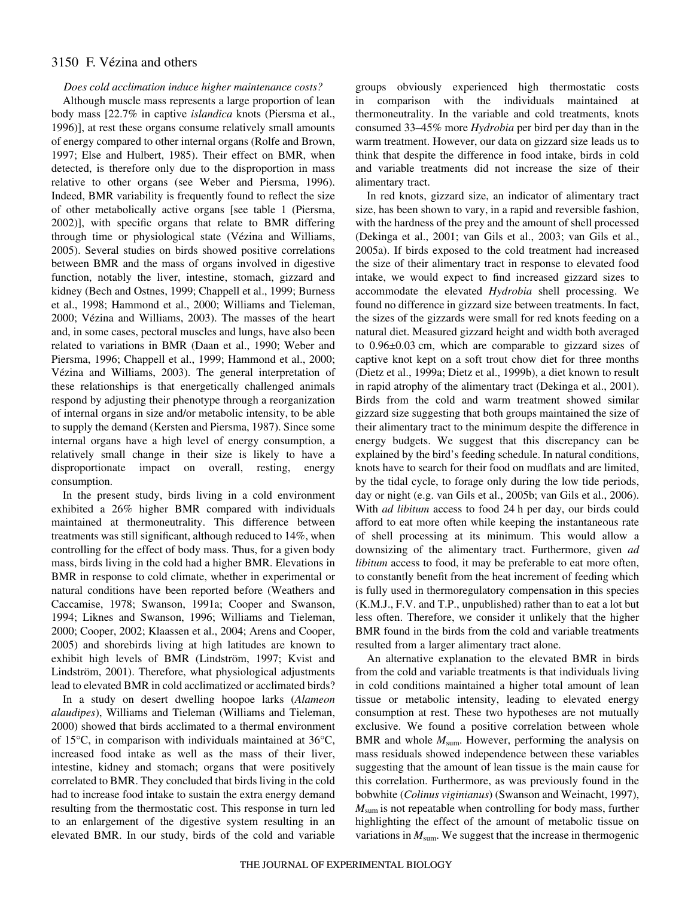### *Does cold acclimation induce higher maintenance costs?*

Although muscle mass represents a large proportion of lean body mass [22.7% in captive *islandica* knots (Piersma et al., 1996)], at rest these organs consume relatively small amounts of energy compared to other internal organs (Rolfe and Brown, 1997; Else and Hulbert, 1985). Their effect on BMR, when detected, is therefore only due to the disproportion in mass relative to other organs (see Weber and Piersma, 1996). Indeed, BMR variability is frequently found to reflect the size of other metabolically active organs [see table 1 (Piersma, 2002)], with specific organs that relate to BMR differing through time or physiological state (Vézina and Williams, 2005). Several studies on birds showed positive correlations between BMR and the mass of organs involved in digestive function, notably the liver, intestine, stomach, gizzard and kidney (Bech and Ostnes, 1999; Chappell et al., 1999; Burness et al., 1998; Hammond et al., 2000; Williams and Tieleman, 2000; Vézina and Williams, 2003). The masses of the heart and, in some cases, pectoral muscles and lungs, have also been related to variations in BMR (Daan et al., 1990; Weber and Piersma, 1996; Chappell et al., 1999; Hammond et al., 2000; Vézina and Williams, 2003). The general interpretation of these relationships is that energetically challenged animals respond by adjusting their phenotype through a reorganization of internal organs in size and/or metabolic intensity, to be able to supply the demand (Kersten and Piersma, 1987). Since some internal organs have a high level of energy consumption, a relatively small change in their size is likely to have a disproportionate impact on overall, resting, energy consumption.

In the present study, birds living in a cold environment exhibited a 26% higher BMR compared with individuals maintained at thermoneutrality. This difference between treatments was still significant, although reduced to 14%, when controlling for the effect of body mass. Thus, for a given body mass, birds living in the cold had a higher BMR. Elevations in BMR in response to cold climate, whether in experimental or natural conditions have been reported before (Weathers and Caccamise, 1978; Swanson, 1991a; Cooper and Swanson, 1994; Liknes and Swanson, 1996; Williams and Tieleman, 2000; Cooper, 2002; Klaassen et al., 2004; Arens and Cooper, 2005) and shorebirds living at high latitudes are known to exhibit high levels of BMR (Lindström, 1997; Kvist and Lindström, 2001). Therefore, what physiological adjustments lead to elevated BMR in cold acclimatized or acclimated birds?

In a study on desert dwelling hoopoe larks (*Alameon alaudipes*), Williams and Tieleman (Williams and Tieleman, 2000) showed that birds acclimated to a thermal environment of 15°C, in comparison with individuals maintained at 36°C, increased food intake as well as the mass of their liver, intestine, kidney and stomach; organs that were positively correlated to BMR. They concluded that birds living in the cold had to increase food intake to sustain the extra energy demand resulting from the thermostatic cost. This response in turn led to an enlargement of the digestive system resulting in an elevated BMR. In our study, birds of the cold and variable groups obviously experienced high thermostatic costs in comparison with the individuals maintained at thermoneutrality. In the variable and cold treatments, knots consumed 33–45% more *Hydrobia* per bird per day than in the warm treatment. However, our data on gizzard size leads us to think that despite the difference in food intake, birds in cold and variable treatments did not increase the size of their alimentary tract.

In red knots, gizzard size, an indicator of alimentary tract size, has been shown to vary, in a rapid and reversible fashion, with the hardness of the prey and the amount of shell processed (Dekinga et al., 2001; van Gils et al., 2003; van Gils et al., 2005a). If birds exposed to the cold treatment had increased the size of their alimentary tract in response to elevated food intake, we would expect to find increased gizzard sizes to accommodate the elevated *Hydrobia* shell processing. We found no difference in gizzard size between treatments. In fact, the sizes of the gizzards were small for red knots feeding on a natural diet. Measured gizzard height and width both averaged to 0.96±0.03 cm, which are comparable to gizzard sizes of captive knot kept on a soft trout chow diet for three months (Dietz et al., 1999a; Dietz et al., 1999b), a diet known to result in rapid atrophy of the alimentary tract (Dekinga et al., 2001). Birds from the cold and warm treatment showed similar gizzard size suggesting that both groups maintained the size of their alimentary tract to the minimum despite the difference in energy budgets. We suggest that this discrepancy can be explained by the bird's feeding schedule. In natural conditions, knots have to search for their food on mudflats and are limited, by the tidal cycle, to forage only during the low tide periods, day or night (e.g. van Gils et al., 2005b; van Gils et al., 2006). With *ad libitum* access to food 24 h per day, our birds could afford to eat more often while keeping the instantaneous rate of shell processing at its minimum. This would allow a downsizing of the alimentary tract. Furthermore, given *ad libitum* access to food, it may be preferable to eat more often, to constantly benefit from the heat increment of feeding which is fully used in thermoregulatory compensation in this species (K.M.J., F.V. and T.P., unpublished) rather than to eat a lot but less often. Therefore, we consider it unlikely that the higher BMR found in the birds from the cold and variable treatments resulted from a larger alimentary tract alone.

An alternative explanation to the elevated BMR in birds from the cold and variable treatments is that individuals living in cold conditions maintained a higher total amount of lean tissue or metabolic intensity, leading to elevated energy consumption at rest. These two hypotheses are not mutually exclusive. We found a positive correlation between whole BMR and whole $M_{sum}$. However, performing the analysis on mass residuals showed independence between these variables suggesting that the amount of lean tissue is the main cause for this correlation. Furthermore, as was previously found in the bobwhite (*Colinus viginianus*) (Swanson and Weinacht, 1997), $M_{sum}$ is not repeatable when controlling for body mass, further highlighting the effect of the amount of metabolic tissue on variations in $M_{sum}$. We suggest that the increase in thermogenic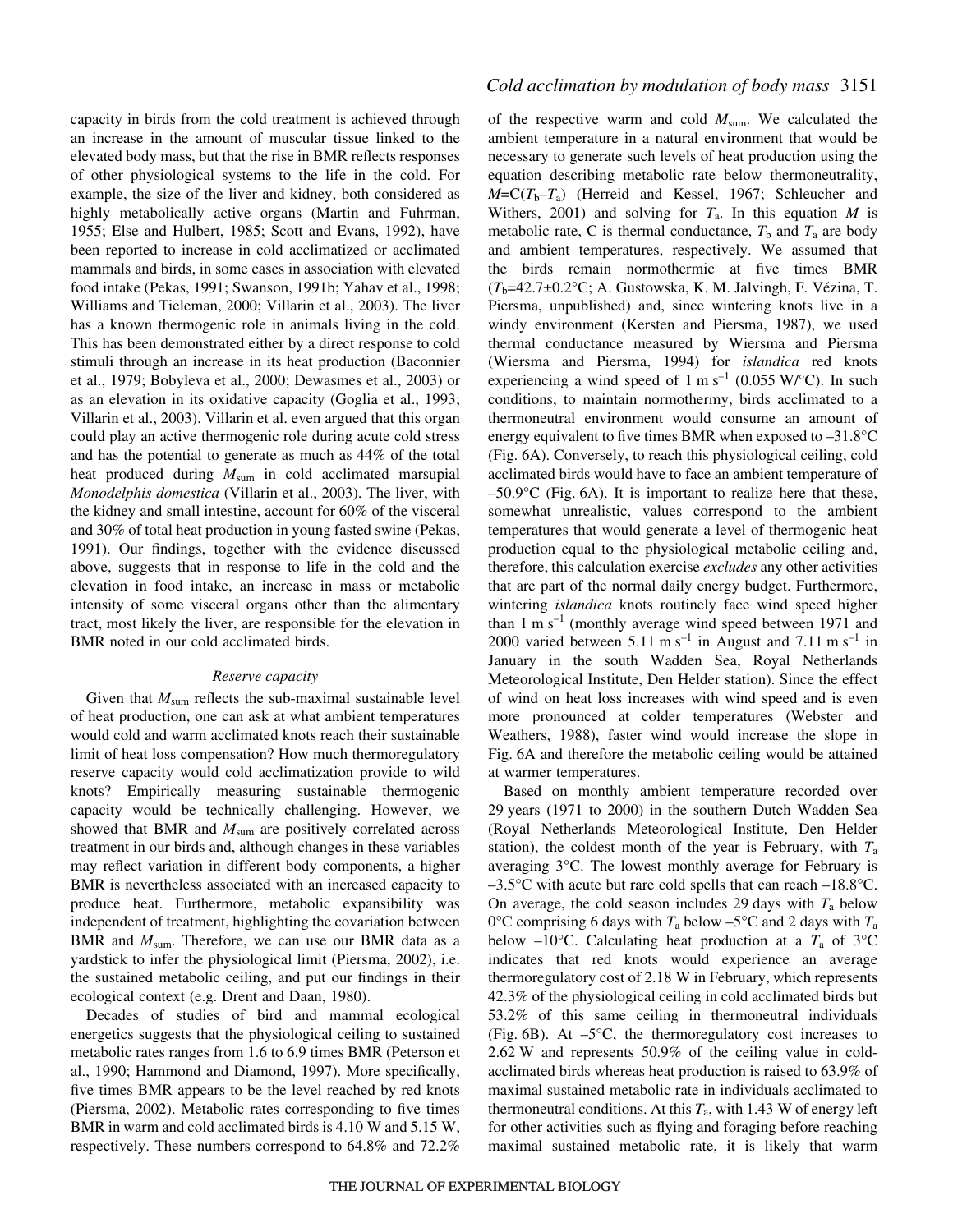capacity in birds from the cold treatment is achieved through an increase in the amount of muscular tissue linked to the elevated body mass, but that the rise in BMR reflects responses of other physiological systems to the life in the cold. For example, the size of the liver and kidney, both considered as highly metabolically active organs (Martin and Fuhrman, 1955; Else and Hulbert, 1985; Scott and Evans, 1992), have been reported to increase in cold acclimatized or acclimated mammals and birds, in some cases in association with elevated food intake (Pekas, 1991; Swanson, 1991b; Yahav et al., 1998; Williams and Tieleman, 2000; Villarin et al., 2003). The liver has a known thermogenic role in animals living in the cold. This has been demonstrated either by a direct response to cold stimuli through an increase in its heat production (Baconnier et al., 1979; Bobyleva et al., 2000; Dewasmes et al., 2003) or as an elevation in its oxidative capacity (Goglia et al., 1993; Villarin et al., 2003). Villarin et al. even argued that this organ could play an active thermogenic role during acute cold stress and has the potential to generate as much as 44% of the total heat produced during $M_{sum}$ in cold acclimated marsupial *Monodelphis domestica* (Villarin et al., 2003). The liver, with the kidney and small intestine, account for 60% of the visceral and 30% of total heat production in young fasted swine (Pekas, 1991). Our findings, together with the evidence discussed above, suggests that in response to life in the cold and the elevation in food intake, an increase in mass or metabolic intensity of some visceral organs other than the alimentary tract, most likely the liver, are responsible for the elevation in BMR noted in our cold acclimated birds.

### *Reserve capacity*

Given that $M_{sum}$ reflects the sub-maximal sustainable level of heat production, one can ask at what ambient temperatures would cold and warm acclimated knots reach their sustainable limit of heat loss compensation? How much thermoregulatory reserve capacity would cold acclimatization provide to wild knots? Empirically measuring sustainable thermogenic capacity would be technically challenging. However, we showed that BMR and $M_{sum}$ are positively correlated across treatment in our birds and, although changes in these variables may reflect variation in different body components, a higher BMR is nevertheless associated with an increased capacity to produce heat. Furthermore, metabolic expansibility was independent of treatment, highlighting the covariation between BMR and $M_{sum}$. Therefore, we can use our BMR data as a yardstick to infer the physiological limit (Piersma, 2002), i.e. the sustained metabolic ceiling, and put our findings in their ecological context (e.g. Drent and Daan, 1980).

Decades of studies of bird and mammal ecological energetics suggests that the physiological ceiling to sustained metabolic rates ranges from 1.6 to 6.9 times BMR (Peterson et al., 1990; Hammond and Diamond, 1997). More specifically, five times BMR appears to be the level reached by red knots (Piersma, 2002). Metabolic rates corresponding to five times BMR in warm and cold acclimated birds is 4.10 W and 5.15 W, respectively. These numbers correspond to 64.8% and 72.2% of the respective warm and cold $M_{sum}$. We calculated the ambient temperature in a natural environment that would be necessary to generate such levels of heat production using the equation describing metabolic rate below thermoneutrality, $M{=}C(T_b{-}T_a)$ (Herreid and Kessel, 1967; Schleucher and Withers, 2001) and solving for $T_a$. In this equation $M$ is metabolic rate, C is thermal conductance, $T_b$ and $T_a$ are body and ambient temperatures, respectively. We assumed that the birds remain normothermic at five times BMR ($T_b{=}42.7{\pm}0.2$°C; A. Gustowska, K. M. Jalvingh, F. Vézina, T. Piersma, unpublished) and, since wintering knots live in a windy environment (Kersten and Piersma, 1987), we used thermal conductance measured by Wiersma and Piersma (Wiersma and Piersma, 1994) for *islandica* red knots experiencing a wind speed of 1 m s$^{-1}$ (0.055 W/°C). In such conditions, to maintain normothermy, birds acclimated to a thermoneutral environment would consume an amount of energy equivalent to five times BMR when exposed to –31.8°C (Fig. 6A). Conversely, to reach this physiological ceiling, cold acclimated birds would have to face an ambient temperature of –50.9°C (Fig. 6A). It is important to realize here that these, somewhat unrealistic, values correspond to the ambient temperatures that would generate a level of thermogenic heat production equal to the physiological metabolic ceiling and, therefore, this calculation exercise *excludes* any other activities that are part of the normal daily energy budget. Furthermore, wintering *islandica* knots routinely face wind speed higher than 1 m s$^{-1}$ (monthly average wind speed between 1971 and 2000 varied between 5.11 m s$^{-1}$ in August and 7.11 m s$^{-1}$ in January in the south Wadden Sea, Royal Netherlands Meteorological Institute, Den Helder station). Since the effect of wind on heat loss increases with wind speed and is even more pronounced at colder temperatures (Webster and Weathers, 1988), faster wind would increase the slope in Fig. 6A and therefore the metabolic ceiling would be attained at warmer temperatures.

Based on monthly ambient temperature recorded over 29 years (1971 to 2000) in the southern Dutch Wadden Sea (Royal Netherlands Meteorological Institute, Den Helder station), the coldest month of the year is February, with $T_a$ averaging 3°C. The lowest monthly average for February is –3.5°C with acute but rare cold spells that can reach –18.8°C. On average, the cold season includes 29 days with $T_a$ below 0°C comprising 6 days with $T_a$ below –5°C and 2 days with $T_a$ below –10°C. Calculating heat production at a $T_a$ of 3°C indicates that red knots would experience an average thermoregulatory cost of 2.18 W in February, which represents 42.3% of the physiological ceiling in cold acclimated birds but 53.2% of this same ceiling in thermoneutral individuals (Fig. 6B). At –5°C, the thermoregulatory cost increases to 2.62 W and represents 50.9% of the ceiling value in cold-acclimated birds whereas heat production is raised to 63.9% of maximal sustained metabolic rate in individuals acclimated to thermoneutral conditions. At this $T_a$, with 1.43 W of energy left for other activities such as flying and foraging before reaching maximal sustained metabolic rate, it is likely that warm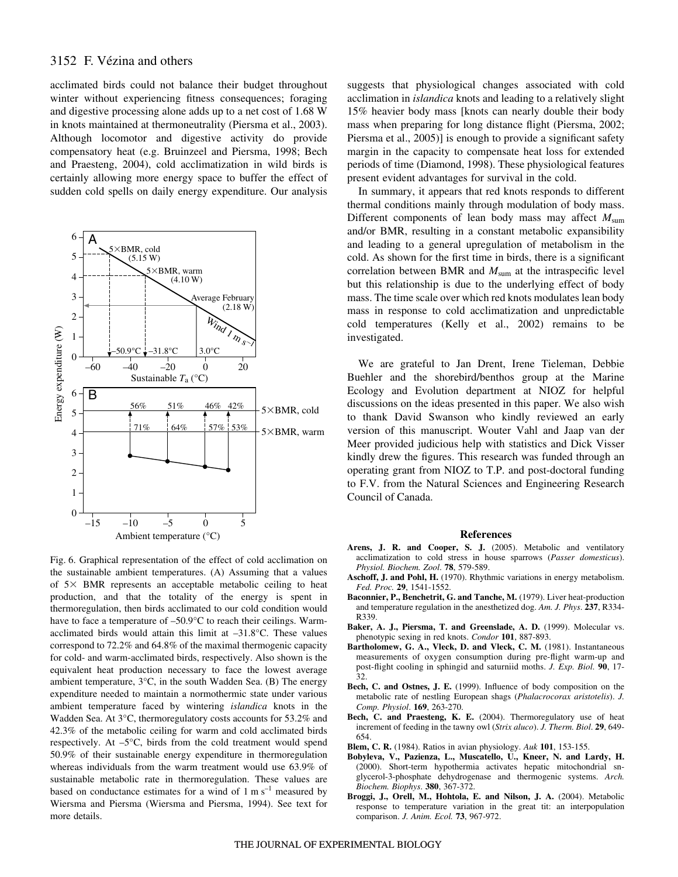acclimated birds could not balance their budget throughout winter without experiencing fitness consequences; foraging and digestive processing alone adds up to a net cost of 1.68 W in knots maintained at thermoneutrality (Piersma et al., 2003). Although locomotor and digestive activity do provide compensatory heat (e.g. Bruinzeel and Piersma, 1998; Bech and Praesteng, 2004), cold acclimatization in wild birds is certainly allowing more energy space to buffer the effect of sudden cold spells on daily energy expenditure. Our analysis suggests that physiological changes associated with cold acclimation in *islandica* knots and leading to a relatively slight 15% heavier body mass [knots can nearly double their body mass when preparing for long distance flight (Piersma, 2002; Piersma et al., 2005)] is enough to provide a significant safety margin in the capacity to compensate heat loss for extended periods of time (Diamond, 1998). These physiological features present evident advantages for survival in the cold.

A
5×BMR, cold (5.15 W)
5×BMR, warm (4.10 W)
Average February (2.18 W)
Wind 1 m s⁻¹
–50.9°C
–31.8°C
3.0°C
Sustainable $T_a$ (°C)
Energy expenditure (W)

B
56% 51% 46% 42%
71% 64% 57% 53%
5×BMR, cold
5×BMR, warm
Ambient temperature (°C)

Fig. 6. Graphical representation of the effect of cold acclimation on the sustainable ambient temperatures. (A) Assuming that a values of 5× BMR represents an acceptable metabolic ceiling to heat production, and that the totality of the energy is spent in thermoregulation, then birds acclimated to our cold condition would have to face a temperature of –50.9°C to reach their ceilings. Warm-acclimated birds would attain this limit at –31.8°C. These values correspond to 72.2% and 64.8% of the maximal thermogenic capacity for cold- and warm-acclimated birds, respectively. Also shown is the equivalent heat production necessary to face the lowest average ambient temperature, 3°C, in the south Wadden Sea. (B) The energy expenditure needed to maintain a normothermic state under various ambient temperature faced by wintering *islandica* knots in the Wadden Sea. At 3°C, thermoregulatory costs accounts for 53.2% and 42.3% of the metabolic ceiling for warm and cold acclimated birds respectively. At –5°C, birds from the cold treatment would spend 50.9% of their sustainable energy expenditure in thermoregulation whereas individuals from the warm treatment would use 63.9% of sustainable metabolic rate in thermoregulation. These values are based on conductance estimates for a wind of 1 m s$^{-1}$ measured by Wiersma and Piersma (Wiersma and Piersma, 1994). See text for more details.

In summary, it appears that red knots responds to different thermal conditions mainly through modulation of body mass. Different components of lean body mass may affect $M_{sum}$ and/or BMR, resulting in a constant metabolic expansibility and leading to a general upregulation of metabolism in the cold. As shown for the first time in birds, there is a significant correlation between BMR and $M_{sum}$ at the intraspecific level but this relationship is due to the underlying effect of body mass. The time scale over which red knots modulates lean body mass in response to cold acclimatization and unpredictable cold temperatures (Kelly et al., 2002) remains to be investigated.

We are grateful to Jan Drent, Irene Tieleman, Debbie Buehler and the shorebird/benthos group at the Marine Ecology and Evolution department at NIOZ for helpful discussions on the ideas presented in this paper. We also wish to thank David Swanson who kindly reviewed an early version of this manuscript. Wouter Vahl and Jaap van der Meer provided judicious help with statistics and Dick Visser kindly drew the figures. This research was funded through an operating grant from NIOZ to T.P. and post-doctoral funding to F.V. from the Natural Sciences and Engineering Research Council of Canada.

## References

**Arens, J. R. and Cooper, S. J.** (2005). Metabolic and ventilatory acclimatization to cold stress in house sparrows (*Passer domesticus*). *Physiol. Biochem. Zool.* **78**, 579-589.

**Aschoff, J. and Pohl, H.** (1970). Rhythmic variations in energy metabolism. *Fed. Proc.* **29**, 1541-1552.

**Baconnier, P., Benchetrit, G. and Tanche, M.** (1979). Liver heat-production and temperature regulation in the anesthetized dog. *Am. J. Phys.* **237**, R334-R339.

**Baker, A. J., Piersma, T. and Greenslade, A. D.** (1999). Molecular vs. phenotypic sexing in red knots. *Condor* **101**, 887-893.

**Bartholomew, G. A., Vleck, D. and Vleck, C. M.** (1981). Instantaneous measurements of oxygen consumption during pre-flight warm-up and post-flight cooling in sphingid and saturniid moths. *J. Exp. Biol.* **90**, 17-32.

**Bech, C. and Ostnes, J. E.** (1999). Influence of body composition on the metabolic rate of nestling European shags (*Phalacrocorax aristotelis*). *J. Comp. Physiol.* **169**, 263-270.

**Bech, C. and Praesteng, K. E.** (2004). Thermoregulatory use of heat increment of feeding in the tawny owl (*Strix aluco*). *J. Therm. Biol.* **29**, 649-654.

**Blem, C. R.** (1984). Ratios in avian physiology. *Auk* **101**, 153-155.

**Bobyleva, V., Pazienza, L., Muscatello, U., Kneer, N. and Lardy, H.** (2000). Short-term hypothermia activates hepatic mitochondrial sn-glycerol-3-phosphate dehydrogenase and thermogenic systems. *Arch. Biochem. Biophys.* **380**, 367-372.

**Broggi, J., Orell, M., Hohtola, E. and Nilson, J. A.** (2004). Metabolic response to temperature variation in the great tit: an interpopulation comparison. *J. Anim. Ecol.* **73**, 967-972.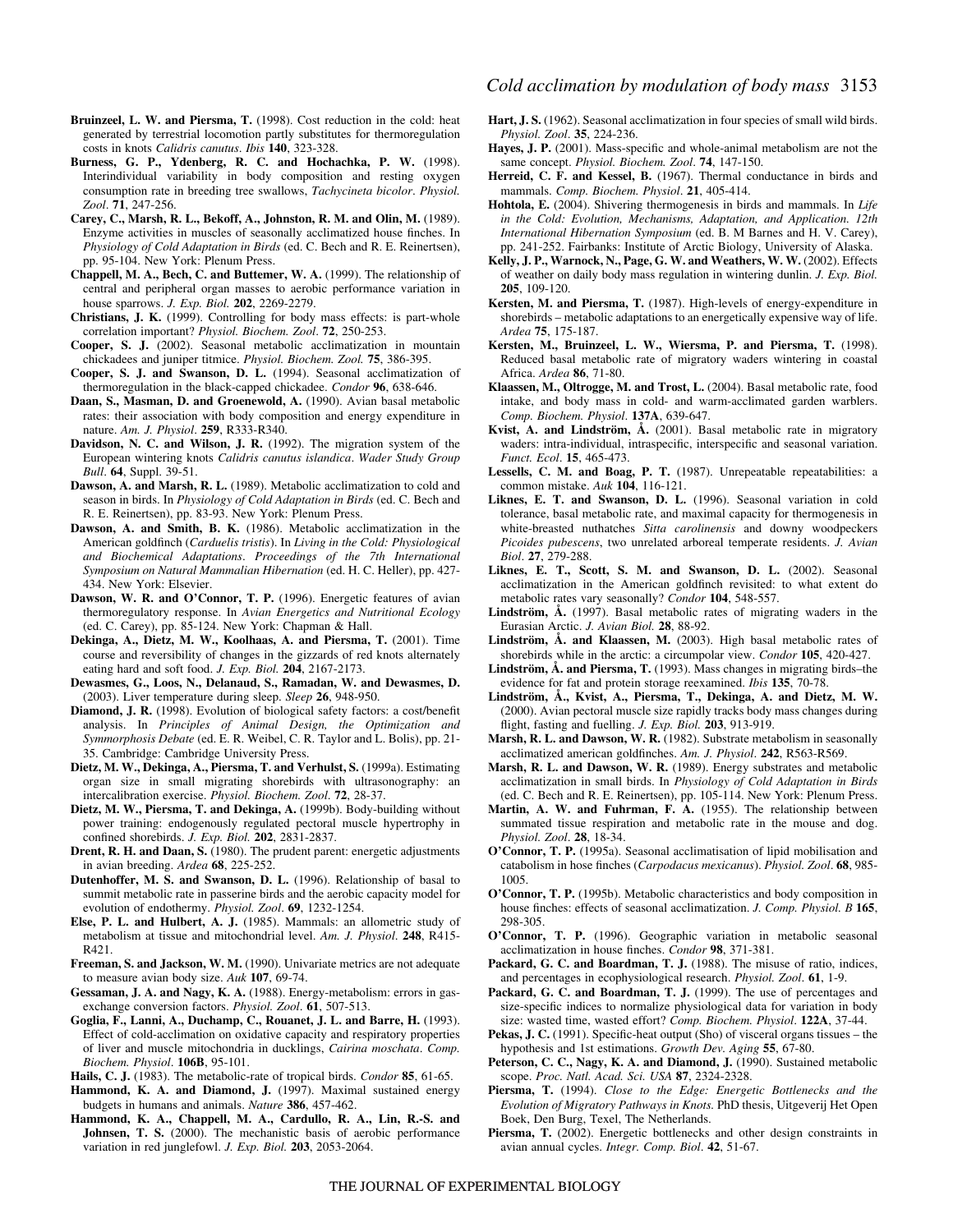**Bruinzeel, L. W. and Piersma, T.** (1998). Cost reduction in the cold: heat generated by terrestrial locomotion partly substitutes for thermoregulation costs in knots *Calidris canutus*. *Ibis* **140**, 323-328.

**Burness, G. P., Ydenberg, R. C. and Hochachka, P. W.** (1998). Interindividual variability in body composition and resting oxygen consumption rate in breeding tree swallows, *Tachycineta bicolor*. *Physiol. Zool.* **71**, 247-256.

**Carey, C., Marsh, R. L., Bekoff, A., Johnston, R. M. and Olin, M.** (1989). Enzyme activities in muscles of seasonally acclimatized house finches. In *Physiology of Cold Adaptation in Birds* (ed. C. Bech and R. E. Reinertsen), pp. 95-104. New York: Plenum Press.

**Chappell, M. A., Bech, C. and Buttemer, W. A.** (1999). The relationship of central and peripheral organ masses to aerobic performance variation in house sparrows. *J. Exp. Biol.* **202**, 2269-2279.

**Christians, J. K.** (1999). Controlling for body mass effects: is part-whole correlation important? *Physiol. Biochem. Zool.* **72**, 250-253.

**Cooper, S. J.** (2002). Seasonal metabolic acclimatization in mountain chickadees and juniper titmice. *Physiol. Biochem. Zool.* **75**, 386-395.

**Cooper, S. J. and Swanson, D. L.** (1994). Seasonal acclimatization of thermoregulation in the black-capped chickadee. *Condor* **96**, 638-646.

**Daan, S., Masman, D. and Groenewold, A.** (1990). Avian basal metabolic rates: their association with body composition and energy expenditure in nature. *Am. J. Physiol.* **259**, R333-R340.

**Davidson, N. C. and Wilson, J. R.** (1992). The migration system of the European wintering knots *Calidris canutus islandica*. *Wader Study Group Bull.* **64**, Suppl. 39-51.

**Dawson, A. and Marsh, R. L.** (1989). Metabolic acclimatization to cold and season in birds. In *Physiology of Cold Adaptation in Birds* (ed. C. Bech and R. E. Reinertsen), pp. 83-93. New York: Plenum Press.

**Dawson, A. and Smith, B. K.** (1986). Metabolic acclimatization in the American goldfinch (*Carduelis tristis*). In *Living in the Cold: Physiological and Biochemical Adaptations. Proceedings of the 7th International Symposium on Natural Mammalian Hibernation* (ed. H. C. Heller), pp. 427-434. New York: Elsevier.

**Dawson, W. R. and O'Connor, T. P.** (1996). Energetic features of avian thermoregulatory response. In *Avian Energetics and Nutritional Ecology* (ed. C. Carey), pp. 85-124. New York: Chapman & Hall.

**Dekinga, A., Dietz, M. W., Koolhaas, A. and Piersma, T.** (2001). Time course and reversibility of changes in the gizzards of red knots alternately eating hard and soft food. *J. Exp. Biol.* **204**, 2167-2173.

**Dewasmes, G., Loos, N., Delanaud, S., Ramadan, W. and Dewasmes, D.** (2003). Liver temperature during sleep. *Sleep* **26**, 948-950.

**Diamond, J. R.** (1998). Evolution of biological safety factors: a cost/benefit analysis. In *Principles of Animal Design, the Optimization and Symmorphosis Debate* (ed. E. R. Weibel, C. R. Taylor and L. Bolis), pp. 21-35. Cambridge: Cambridge University Press.

**Dietz, M. W., Dekinga, A., Piersma, T. and Verhulst, S.** (1999a). Estimating organ size in small migrating shorebirds with ultrasonography: an intercalibration exercise. *Physiol. Biochem. Zool.* **72**, 28-37.

**Dietz, M. W., Piersma, T. and Dekinga, A.** (1999b). Body-building without power training: endogenously regulated pectoral muscle hypertrophy in confined shorebirds. *J. Exp. Biol.* **202**, 2831-2837.

**Drent, R. H. and Daan, S.** (1980). The prudent parent: energetic adjustments in avian breeding. *Ardea* **68**, 225-252.

**Dutenhoffer, M. S. and Swanson, D. L.** (1996). Relationship of basal to summit metabolic rate in passerine birds and the aerobic capacity model for evolution of endothermy. *Physiol. Zool.* **69**, 1232-1254.

**Else, P. L. and Hulbert, A. J.** (1985). Mammals: an allometric study of metabolism at tissue and mitochondrial level. *Am. J. Physiol.* **248**, R415-R421.

**Freeman, S. and Jackson, W. M.** (1990). Univariate metrics are not adequate to measure avian body size. *Auk* **107**, 69-74.

**Gessaman, J. A. and Nagy, K. A.** (1988). Energy-metabolism: errors in gas-exchange conversion factors. *Physiol. Zool.* **61**, 507-513.

**Goglia, F., Lanni, A., Duchamp, C., Rouanet, J. L. and Barre, H.** (1993). Effect of cold-acclimation on oxidative capacity and respiratory properties of liver and muscle mitochondria in ducklings, *Cairina moschata*. *Comp. Biochem. Physiol.* **106B**, 95-101.

**Hails, C. J.** (1983). The metabolic-rate of tropical birds. *Condor* **85**, 61-65.

**Hammond, K. A. and Diamond, J.** (1997). Maximal sustained energy budgets in humans and animals. *Nature* **386**, 457-462.

**Hammond, K. A., Chappell, M. A., Cardullo, R. A., Lin, R.-S. and Johnsen, T. S.** (2000). The mechanistic basis of aerobic performance variation in red junglefowl. *J. Exp. Biol.* **203**, 2053-2064.

**Hart, J. S.** (1962). Seasonal acclimatization in four species of small wild birds. *Physiol. Zool.* **35**, 224-236.

**Hayes, J. P.** (2001). Mass-specific and whole-animal metabolism are not the same concept. *Physiol. Biochem. Zool.* **74**, 147-150.

**Herreid, C. F. and Kessel, B.** (1967). Thermal conductance in birds and mammals. *Comp. Biochem. Physiol.* **21**, 405-414.

**Hohtola, E.** (2004). Shivering thermogenesis in birds and mammals. In *Life in the Cold: Evolution, Mechanisms, Adaptation, and Application. 12th International Hibernation Symposium* (ed. B. M Barnes and H. V. Carey), pp. 241-252. Fairbanks: Institute of Arctic Biology, University of Alaska.

**Kelly, J. P., Warnock, N., Page, G. W. and Weathers, W. W.** (2002). Effects of weather on daily body mass regulation in wintering dunlin. *J. Exp. Biol.* **205**, 109-120.

**Kersten, M. and Piersma, T.** (1987). High-levels of energy-expenditure in shorebirds – metabolic adaptations to an energetically expensive way of life. *Ardea* **75**, 175-187.

**Kersten, M., Bruinzeel, L. W., Wiersma, P. and Piersma, T.** (1998). Reduced basal metabolic rate of migratory waders wintering in coastal Africa. *Ardea* **86**, 71-80.

**Klaassen, M., Oltrogge, M. and Trost, L.** (2004). Basal metabolic rate, food intake, and body mass in cold- and warm-acclimated garden warblers. *Comp. Biochem. Physiol.* **137A**, 639-647.

**Kvist, A. and Lindström, Å.** (2001). Basal metabolic rate in migratory waders: intra-individual, intraspecific, interspecific and seasonal variation. *Funct. Ecol.* **15**, 465-473.

**Lessells, C. M. and Boag, P. T.** (1987). Unrepeatable repeatabilities: a common mistake. *Auk* **104**, 116-121.

**Liknes, E. T. and Swanson, D. L.** (1996). Seasonal variation in cold tolerance, basal metabolic rate, and maximal capacity for thermogenesis in white-breasted nuthatches *Sitta carolinensis* and downy woodpeckers *Picoides pubescens*, two unrelated arboreal temperate residents. *J. Avian Biol.* **27**, 279-288.

**Liknes, E. T., Scott, S. M. and Swanson, D. L.** (2002). Seasonal acclimatization in the American goldfinch revisited: to what extent do metabolic rates vary seasonally? *Condor* **104**, 548-557.

**Lindström, Å.** (1997). Basal metabolic rates of migrating waders in the Eurasian Arctic. *J. Avian Biol.* **28**, 88-92.

**Lindström, Å. and Klaassen, M.** (2003). High basal metabolic rates of shorebirds while in the arctic: a circumpolar view. *Condor* **105**, 420-427.

**Lindström, Å. and Piersma, T.** (1993). Mass changes in migrating birds–the evidence for fat and protein storage reexamined. *Ibis* **135**, 70-78.

**Lindström, Å., Kvist, A., Piersma, T., Dekinga, A. and Dietz, M. W.** (2000). Avian pectoral muscle size rapidly tracks body mass changes during flight, fasting and fuelling. *J. Exp. Biol.* **203**, 913-919.

**Marsh, R. L. and Dawson, W. R.** (1982). Substrate metabolism in seasonally acclimatized american goldfinches. *Am. J. Physiol.* **242**, R563-R569.

**Marsh, R. L. and Dawson, W. R.** (1989). Energy substrates and metabolic acclimatization in small birds. In *Physiology of Cold Adaptation in Birds* (ed. C. Bech and R. E. Reinertsen), pp. 105-114. New York: Plenum Press.

**Martin, A. W. and Fuhrman, F. A.** (1955). The relationship between summated tissue respiration and metabolic rate in the mouse and dog. *Physiol. Zool.* **28**, 18-34.

**O'Connor, T. P.** (1995a). Seasonal acclimatisation of lipid mobilisation and catabolism in hose finches (*Carpodacus mexicanus*). *Physiol. Zool.* **68**, 985-1005.

**O'Connor, T. P.** (1995b). Metabolic characteristics and body composition in house finches: effects of seasonal acclimatization. *J. Comp. Physiol. B* **165**, 298-305.

**O'Connor, T. P.** (1996). Geographic variation in metabolic seasonal acclimatization in house finches. *Condor* **98**, 371-381.

**Packard, G. C. and Boardman, T. J.** (1988). The misuse of ratio, indices, and percentages in ecophysiological research. *Physiol. Zool.* **61**, 1-9.

**Packard, G. C. and Boardman, T. J.** (1999). The use of percentages and size-specific indices to normalize physiological data for variation in body size: wasted time, wasted effort? *Comp. Biochem. Physiol.* **122A**, 37-44.

**Pekas, J. C.** (1991). Specific-heat output (Sho) of visceral organs tissues – the hypothesis and 1st estimations. *Growth Dev. Aging* **55**, 67-80.

**Peterson, C. C., Nagy, K. A. and Diamond, J.** (1990). Sustained metabolic scope. *Proc. Natl. Acad. Sci. USA* **87**, 2324-2328.

**Piersma, T.** (1994). *Close to the Edge: Energetic Bottlenecks and the Evolution of Migratory Pathways in Knots.* PhD thesis, Uitgeverij Het Open Boek, Den Burg, Texel, The Netherlands.

**Piersma, T.** (2002). Energetic bottlenecks and other design constraints in avian annual cycles. *Integr. Comp. Biol.* **42**, 51-67.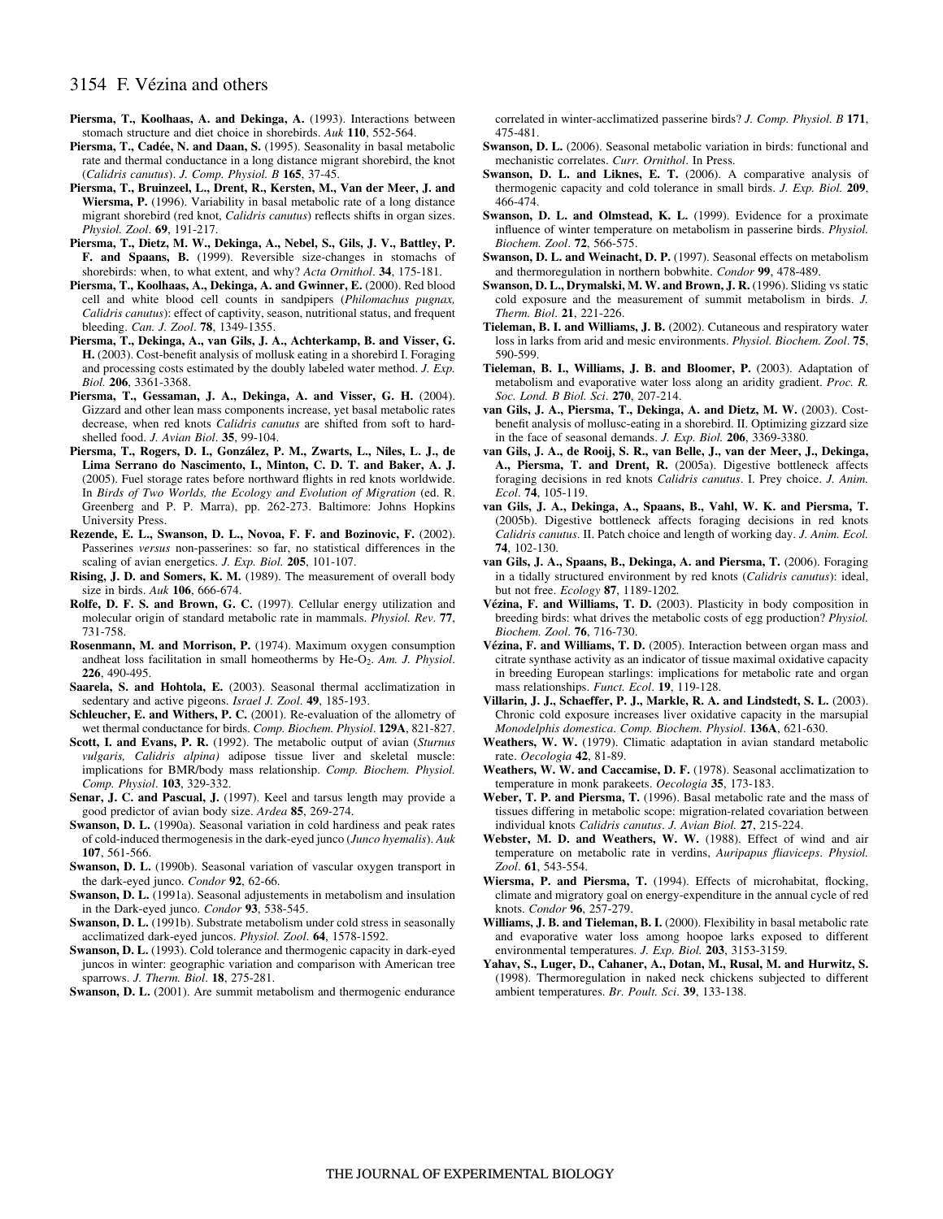**Piersma, T., Koolhaas, A. and Dekinga, A.** (1993). Interactions between stomach structure and diet choice in shorebirds. *Auk* **110**, 552-564.

**Piersma, T., Cadée, N. and Daan, S.** (1995). Seasonality in basal metabolic rate and thermal conductance in a long distance migrant shorebird, the knot (*Calidris canutus*). *J. Comp. Physiol. B* **165**, 37-45.

**Piersma, T., Bruinzeel, L., Drent, R., Kersten, M., Van der Meer, J. and Wiersma, P.** (1996). Variability in basal metabolic rate of a long distance migrant shorebird (red knot, *Calidris canutus*) reflects shifts in organ sizes. *Physiol. Zool*. **69**, 191-217.

**Piersma, T., Dietz, M. W., Dekinga, A., Nebel, S., Gils, J. V., Battley, P. F. and Spaans, B.** (1999). Reversible size-changes in stomachs of shorebirds: when, to what extent, and why? *Acta Ornithol*. **34**, 175-181.

**Piersma, T., Koolhaas, A., Dekinga, A. and Gwinner, E.** (2000). Red blood cell and white blood cell counts in sandpipers (*Philomachus pugnax, Calidris canutus*): effect of captivity, season, nutritional status, and frequent bleeding. *Can. J. Zool*. **78**, 1349-1355.

**Piersma, T., Dekinga, A., van Gils, J. A., Achterkamp, B. and Visser, G. H.** (2003). Cost-benefit analysis of mollusk eating in a shorebird I. Foraging and processing costs estimated by the doubly labeled water method. *J. Exp. Biol.* **206**, 3361-3368.

**Piersma, T., Gessaman, J. A., Dekinga, A. and Visser, G. H.** (2004). Gizzard and other lean mass components increase, yet basal metabolic rates decrease, when red knots *Calidris canutus* are shifted from soft to hard-shelled food. *J. Avian Biol*. **35**, 99-104.

**Piersma, T., Rogers, D. I., González, P. M., Zwarts, L., Niles, L. J., de Lima Serrano do Nascimento, I., Minton, C. D. T. and Baker, A. J.** (2005). Fuel storage rates before northward flights in red knots worldwide. In *Birds of Two Worlds, the Ecology and Evolution of Migration* (ed. R. Greenberg and P. P. Marra), pp. 262-273. Baltimore: Johns Hopkins University Press.

**Rezende, E. L., Swanson, D. L., Novoa, F. F. and Bozinovic, F.** (2002). Passerines *versus* non-passerines: so far, no statistical differences in the scaling of avian energetics. *J. Exp. Biol.* **205**, 101-107.

**Rising, J. D. and Somers, K. M.** (1989). The measurement of overall body size in birds. *Auk* **106**, 666-674.

**Rolfe, D. F. S. and Brown, G. C.** (1997). Cellular energy utilization and molecular origin of standard metabolic rate in mammals. *Physiol. Rev*. **77**, 731-758.

**Rosenmann, M. and Morrison, P.** (1974). Maximum oxygen consumption andheat loss facilitation in small homeotherms by He-$O_2$. *Am. J. Physiol*. **226**, 490-495.

**Saarela, S. and Hohtola, E.** (2003). Seasonal thermal acclimatization in sedentary and active pigeons. *Israel J. Zool*. **49**, 185-193.

**Schleucher, E. and Withers, P. C.** (2001). Re-evaluation of the allometry of wet thermal conductance for birds. *Comp. Biochem. Physiol*. **129A**, 821-827.

**Scott, I. and Evans, P. R.** (1992). The metabolic output of avian (*Sturnus vulgaris, Calidris alpina)* adipose tissue liver and skeletal muscle: implications for BMR/body mass relationship. *Comp. Biochem. Physiol. Comp. Physiol*. **103**, 329-332.

**Senar, J. C. and Pascual, J.** (1997). Keel and tarsus length may provide a good predictor of avian body size. *Ardea* **85**, 269-274.

**Swanson, D. L.** (1990a). Seasonal variation in cold hardiness and peak rates of cold-induced thermogenesis in the dark-eyed junco (*Junco hyemalis*). *Auk* **107**, 561-566.

**Swanson, D. L.** (1990b). Seasonal variation of vascular oxygen transport in the dark-eyed junco. *Condor* **92**, 62-66.

**Swanson, D. L.** (1991a). Seasonal adjustements in metabolism and insulation in the Dark-eyed junco. *Condor* **93**, 538-545.

**Swanson, D. L.** (1991b). Substrate metabolism under cold stress in seasonally acclimatized dark-eyed juncos. *Physiol. Zool*. **64**, 1578-1592.

**Swanson, D. L.** (1993). Cold tolerance and thermogenic capacity in dark-eyed juncos in winter: geographic variation and comparison with American tree sparrows. *J. Therm. Biol*. **18**, 275-281.

**Swanson, D. L.** (2001). Are summit metabolism and thermogenic endurance correlated in winter-acclimatized passerine birds? *J. Comp. Physiol. B* **171**, 475-481.

**Swanson, D. L.** (2006). Seasonal metabolic variation in birds: functional and mechanistic correlates. *Curr. Ornithol*. In Press.

**Swanson, D. L. and Liknes, E. T.** (2006). A comparative analysis of thermogenic capacity and cold tolerance in small birds. *J. Exp. Biol.* **209**, 466-474.

**Swanson, D. L. and Olmstead, K. L.** (1999). Evidence for a proximate influence of winter temperature on metabolism in passerine birds. *Physiol. Biochem. Zool*. **72**, 566-575.

**Swanson, D. L. and Weinacht, D. P.** (1997). Seasonal effects on metabolism and thermoregulation in northern bobwhite. *Condor* **99**, 478-489.

**Swanson, D. L., Drymalski, M. W. and Brown, J. R.** (1996). Sliding vs static cold exposure and the measurement of summit metabolism in birds. *J. Therm. Biol*. **21**, 221-226.

**Tieleman, B. I. and Williams, J. B.** (2002). Cutaneous and respiratory water loss in larks from arid and mesic environments. *Physiol. Biochem. Zool*. **75**, 590-599.

**Tieleman, B. I., Williams, J. B. and Bloomer, P.** (2003). Adaptation of metabolism and evaporative water loss along an aridity gradient. *Proc. R. Soc. Lond. B Biol. Sci*. **270**, 207-214.

**van Gils, J. A., Piersma, T., Dekinga, A. and Dietz, M. W.** (2003). Cost-benefit analysis of mollusc-eating in a shorebird. II. Optimizing gizzard size in the face of seasonal demands. *J. Exp. Biol.* **206**, 3369-3380.

**van Gils, J. A., de Rooij, S. R., van Belle, J., van der Meer, J., Dekinga, A., Piersma, T. and Drent, R.** (2005a). Digestive bottleneck affects foraging decisions in red knots *Calidris canutus*. I. Prey choice. *J. Anim. Ecol*. **74**, 105-119.

**van Gils, J. A., Dekinga, A., Spaans, B., Vahl, W. K. and Piersma, T.** (2005b). Digestive bottleneck affects foraging decisions in red knots *Calidris canutus*. II. Patch choice and length of working day. *J. Anim. Ecol.* **74**, 102-130.

**van Gils, J. A., Spaans, B., Dekinga, A. and Piersma, T.** (2006). Foraging in a tidally structured environment by red knots (*Calidris canutus*): ideal, but not free. *Ecology* **87**, 1189-1202*.*

**Vézina, F. and Williams, T. D.** (2003). Plasticity in body composition in breeding birds: what drives the metabolic costs of egg production? *Physiol. Biochem. Zool*. **76**, 716-730.

**Vézina, F. and Williams, T. D.** (2005). Interaction between organ mass and citrate synthase activity as an indicator of tissue maximal oxidative capacity in breeding European starlings: implications for metabolic rate and organ mass relationships. *Funct. Ecol*. **19**, 119-128.

**Villarin, J. J., Schaeffer, P. J., Markle, R. A. and Lindstedt, S. L.** (2003). Chronic cold exposure increases liver oxidative capacity in the marsupial *Monodelphis domestica*. *Comp. Biochem. Physiol*. **136A**, 621-630.

**Weathers, W. W.** (1979). Climatic adaptation in avian standard metabolic rate. *Oecologia* **42**, 81-89.

**Weathers, W. W. and Caccamise, D. F.** (1978). Seasonal acclimatization to temperature in monk parakeets. *Oecologia* **35**, 173-183.

**Weber, T. P. and Piersma, T.** (1996). Basal metabolic rate and the mass of tissues differing in metabolic scope: migration-related covariation between individual knots *Calidris canutus*. *J. Avian Biol.* **27**, 215-224.

**Webster, M. D. and Weathers, W. W.** (1988). Effect of wind and air temperature on metabolic rate in verdins, *Auripapus flaviceps*. *Physiol. Zool*. **61**, 543-554.

**Wiersma, P. and Piersma, T.** (1994). Effects of microhabitat, flocking, climate and migratory goal on energy-expenditure in the annual cycle of red knots. *Condor* **96**, 257-279.

**Williams, J. B. and Tieleman, B. I.** (2000). Flexibility in basal metabolic rate and evaporative water loss among hoopoe larks exposed to different environmental temperatures. *J. Exp. Biol.* **203**, 3153-3159.

**Yahav, S., Luger, D., Cahaner, A., Dotan, M., Rusal, M. and Hurwitz, S.** (1998). Thermoregulation in naked neck chickens subjected to different ambient temperatures. *Br. Poult. Sci*. **39**, 133-138.